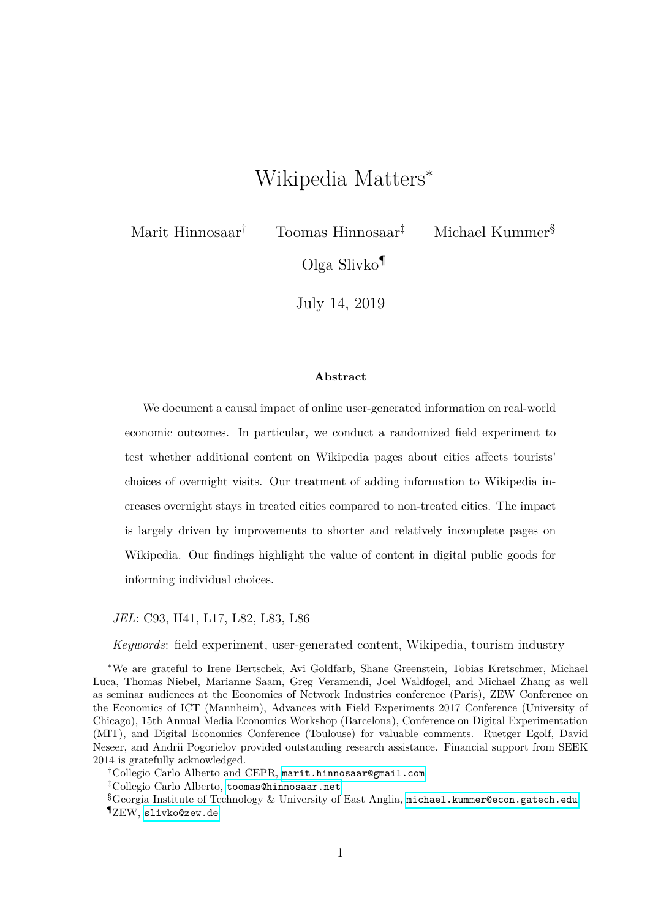# Wikipedia Matters*

Marit Hinnosaar[†] Toomas Hinnosaar[‡] Michael Kummer[§]

Olga Slivko[¶]

July 14, 2019

**Abstract**

We document a causal impact of online user-generated information on real-world economic outcomes. In particular, we conduct a randomized field experiment to test whether additional content on Wikipedia pages about cities affects tourists' choices of overnight visits. Our treatment of adding information to Wikipedia increases overnight stays in treated cities compared to non-treated cities. The impact is largely driven by improvements to shorter and relatively incomplete pages on Wikipedia. Our findings highlight the value of content in digital public goods for informing individual choices.

*JEL*: C93, H41, L17, L82, L83, L86

*Keywords*: field experiment, user-generated content, Wikipedia, tourism industry

---

*We are grateful to Irene Bertschek, Avi Goldfarb, Shane Greenstein, Tobias Kretschmer, Michael Luca, Thomas Niebel, Marianne Saam, Greg Veramendi, Joel Waldfogel, and Michael Zhang as well as seminar audiences at the Economics of Network Industries conference (Paris), ZEW Conference on the Economics of ICT (Mannheim), Advances with Field Experiments 2017 Conference (University of Chicago), 15th Annual Media Economics Workshop (Barcelona), Conference on Digital Experimentation (MIT), and Digital Economics Conference (Toulouse) for valuable comments. Ruetger Egolf, David Neseer, and Andrii Pogorielov provided outstanding research assistance. Financial support from SEEK 2014 is gratefully acknowledged.

[†] Collegio Carlo Alberto and CEPR, marit.hinnosaar@gmail.com

[‡] Collegio Carlo Alberto, toomas@hinnosaar.net

[§] Georgia Institute of Technology & University of East Anglia, michael.kummer@econ.gatech.edu

[¶] ZEW, slivko@zew.de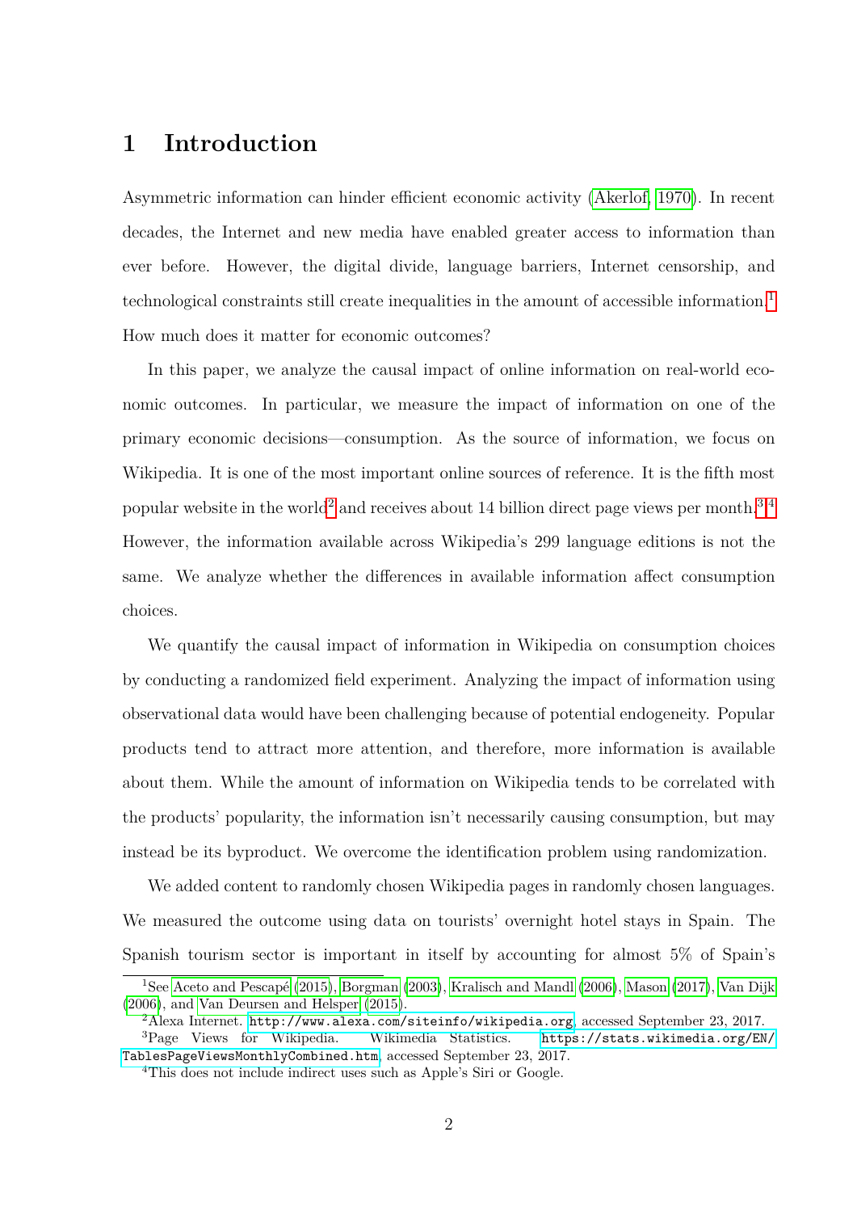# 1 Introduction

Asymmetric information can hinder efficient economic activity (Akerlof, 1970). In recent decades, the Internet and new media have enabled greater access to information than ever before. However, the digital divide, language barriers, Internet censorship, and technological constraints still create inequalities in the amount of accessible information.[1] How much does it matter for economic outcomes?

In this paper, we analyze the causal impact of online information on real-world economic outcomes. In particular, we measure the impact of information on one of the primary economic decisions—consumption. As the source of information, we focus on Wikipedia. It is one of the most important online sources of reference. It is the fifth most popular website in the world[2] and receives about 14 billion direct page views per month.[3][4] However, the information available across Wikipedia's 299 language editions is not the same. We analyze whether the differences in available information affect consumption choices.

We quantify the causal impact of information in Wikipedia on consumption choices by conducting a randomized field experiment. Analyzing the impact of information using observational data would have been challenging because of potential endogeneity. Popular products tend to attract more attention, and therefore, more information is available about them. While the amount of information on Wikipedia tends to be correlated with the products' popularity, the information isn't necessarily causing consumption, but may instead be its byproduct. We overcome the identification problem using randomization.

We added content to randomly chosen Wikipedia pages in randomly chosen languages. We measured the outcome using data on tourists' overnight hotel stays in Spain. The Spanish tourism sector is important in itself by accounting for almost 5% of Spain's

---

[1] See Aceto and Pescapé (2015), Borgman (2003), Kralisch and Mandl (2006), Mason (2017), Van Dijk (2006), and Van Deursen and Helsper (2015).

[2] Alexa Internet. http://www.alexa.com/siteinfo/wikipedia.org, accessed September 23, 2017.

[3] Page Views for Wikipedia. Wikimedia Statistics. https://stats.wikimedia.org/EN/TablesPageViewsMonthlyCombined.htm, accessed September 23, 2017.

[4] This does not include indirect uses such as Apple's Siri or Google.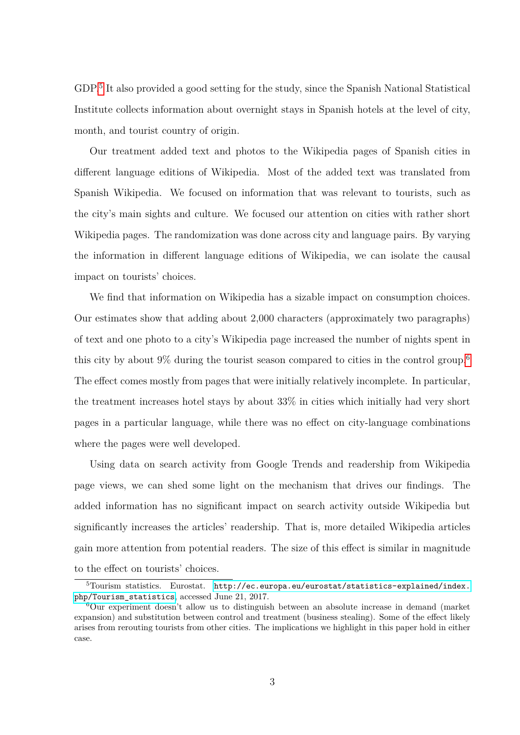GDP.[5] It also provided a good setting for the study, since the Spanish National Statistical Institute collects information about overnight stays in Spanish hotels at the level of city, month, and tourist country of origin.

Our treatment added text and photos to the Wikipedia pages of Spanish cities in different language editions of Wikipedia. Most of the added text was translated from Spanish Wikipedia. We focused on information that was relevant to tourists, such as the city's main sights and culture. We focused our attention on cities with rather short Wikipedia pages. The randomization was done across city and language pairs. By varying the information in different language editions of Wikipedia, we can isolate the causal impact on tourists' choices.

We find that information on Wikipedia has a sizable impact on consumption choices. Our estimates show that adding about 2,000 characters (approximately two paragraphs) of text and one photo to a city's Wikipedia page increased the number of nights spent in this city by about 9% during the tourist season compared to cities in the control group.[6] The effect comes mostly from pages that were initially relatively incomplete. In particular, the treatment increases hotel stays by about 33% in cities which initially had very short pages in a particular language, while there was no effect on city-language combinations where the pages were well developed.

Using data on search activity from Google Trends and readership from Wikipedia page views, we can shed some light on the mechanism that drives our findings. The added information has no significant impact on search activity outside Wikipedia but significantly increases the articles' readership. That is, more detailed Wikipedia articles gain more attention from potential readers. The size of this effect is similar in magnitude to the effect on tourists' choices.

---

[5] Tourism statistics. Eurostat. `http://ec.europa.eu/eurostat/statistics-explained/index.php/Tourism_statistics`, accessed June 21, 2017.

[6] Our experiment doesn't allow us to distinguish between an absolute increase in demand (market expansion) and substitution between control and treatment (business stealing). Some of the effect likely arises from rerouting tourists from other cities. The implications we highlight in this paper hold in either case.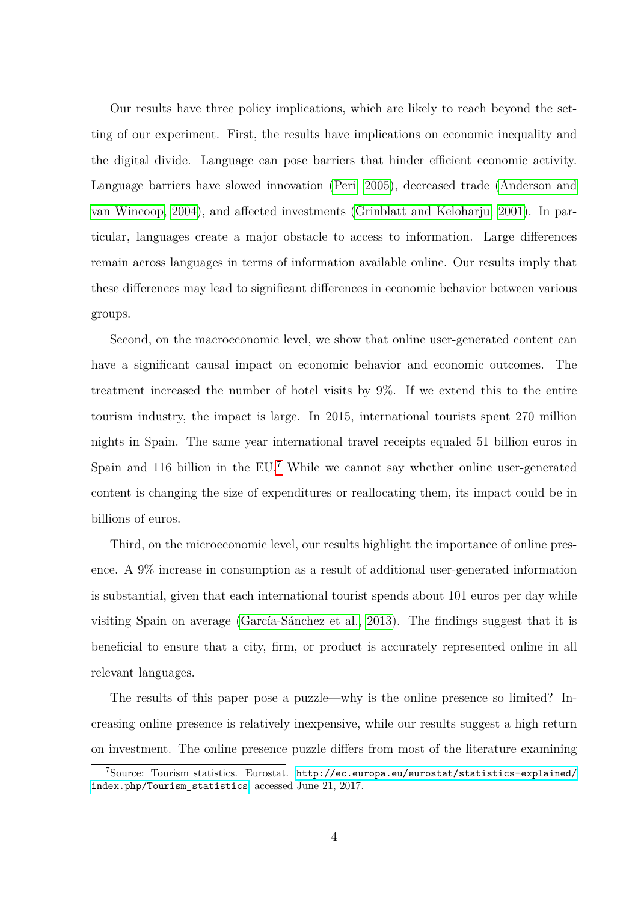Our results have three policy implications, which are likely to reach beyond the setting of our experiment. First, the results have implications on economic inequality and the digital divide. Language can pose barriers that hinder efficient economic activity. Language barriers have slowed innovation (Peri, 2005), decreased trade (Anderson and van Wincoop, 2004), and affected investments (Grinblatt and Keloharju, 2001). In particular, languages create a major obstacle to access to information. Large differences remain across languages in terms of information available online. Our results imply that these differences may lead to significant differences in economic behavior between various groups.

Second, on the macroeconomic level, we show that online user-generated content can have a significant causal impact on economic behavior and economic outcomes. The treatment increased the number of hotel visits by 9%. If we extend this to the entire tourism industry, the impact is large. In 2015, international tourists spent 270 million nights in Spain. The same year international travel receipts equaled 51 billion euros in Spain and 116 billion in the EU.[7] While we cannot say whether online user-generated content is changing the size of expenditures or reallocating them, its impact could be in billions of euros.

Third, on the microeconomic level, our results highlight the importance of online presence. A 9% increase in consumption as a result of additional user-generated information is substantial, given that each international tourist spends about 101 euros per day while visiting Spain on average (García-Sánchez et al., 2013). The findings suggest that it is beneficial to ensure that a city, firm, or product is accurately represented online in all relevant languages.

The results of this paper pose a puzzle—why is the online presence so limited? Increasing online presence is relatively inexpensive, while our results suggest a high return on investment. The online presence puzzle differs from most of the literature examining

[7] Source: Tourism statistics. Eurostat. http://ec.europa.eu/eurostat/statistics-explained/index.php/Tourism_statistics, accessed June 21, 2017.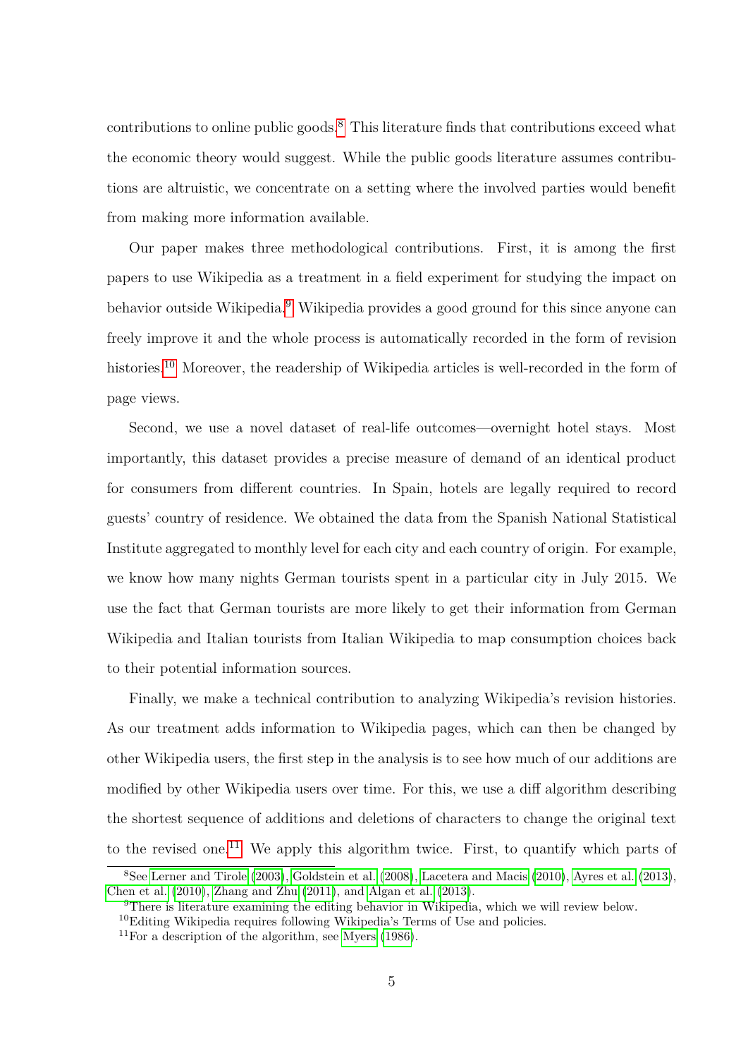contributions to online public goods.[8] This literature finds that contributions exceed what the economic theory would suggest. While the public goods literature assumes contributions are altruistic, we concentrate on a setting where the involved parties would benefit from making more information available.

Our paper makes three methodological contributions. First, it is among the first papers to use Wikipedia as a treatment in a field experiment for studying the impact on behavior outside Wikipedia.[9] Wikipedia provides a good ground for this since anyone can freely improve it and the whole process is automatically recorded in the form of revision histories.[10] Moreover, the readership of Wikipedia articles is well-recorded in the form of page views.

Second, we use a novel dataset of real-life outcomes—overnight hotel stays. Most importantly, this dataset provides a precise measure of demand of an identical product for consumers from different countries. In Spain, hotels are legally required to record guests' country of residence. We obtained the data from the Spanish National Statistical Institute aggregated to monthly level for each city and each country of origin. For example, we know how many nights German tourists spent in a particular city in July 2015. We use the fact that German tourists are more likely to get their information from German Wikipedia and Italian tourists from Italian Wikipedia to map consumption choices back to their potential information sources.

Finally, we make a technical contribution to analyzing Wikipedia's revision histories. As our treatment adds information to Wikipedia pages, which can then be changed by other Wikipedia users, the first step in the analysis is to see how much of our additions are modified by other Wikipedia users over time. For this, we use a diff algorithm describing the shortest sequence of additions and deletions of characters to change the original text to the revised one.[11] We apply this algorithm twice. First, to quantify which parts of

---

[8] See Lerner and Tirole (2003), Goldstein et al. (2008), Lacetera and Macis (2010), Ayres et al. (2013), Chen et al. (2010), Zhang and Zhu (2011), and Algan et al. (2013).

[9] There is literature examining the editing behavior in Wikipedia, which we will review below.

[10] Editing Wikipedia requires following Wikipedia's Terms of Use and policies.

[11] For a description of the algorithm, see Myers (1986).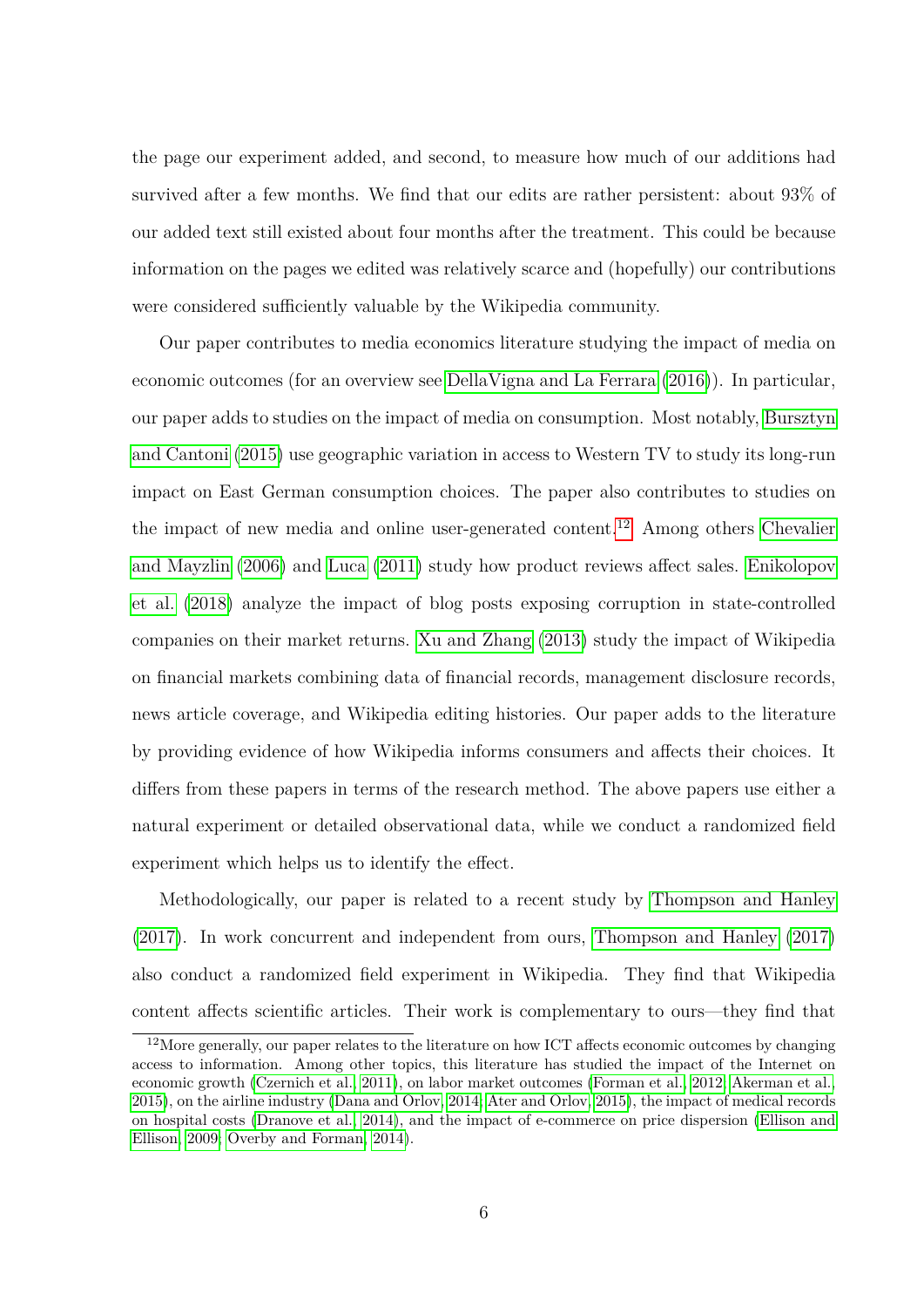the page our experiment added, and second, to measure how much of our additions had survived after a few months. We find that our edits are rather persistent: about 93% of our added text still existed about four months after the treatment. This could be because information on the pages we edited was relatively scarce and (hopefully) our contributions were considered sufficiently valuable by the Wikipedia community.

Our paper contributes to media economics literature studying the impact of media on economic outcomes (for an overview see DellaVigna and La Ferrara (2016)). In particular, our paper adds to studies on the impact of media on consumption. Most notably, Bursztyn and Cantoni (2015) use geographic variation in access to Western TV to study its long-run impact on East German consumption choices. The paper also contributes to studies on the impact of new media and online user-generated content.[12] Among others Chevalier and Mayzlin (2006) and Luca (2011) study how product reviews affect sales. Enikolopov et al. (2018) analyze the impact of blog posts exposing corruption in state-controlled companies on their market returns. Xu and Zhang (2013) study the impact of Wikipedia on financial markets combining data of financial records, management disclosure records, news article coverage, and Wikipedia editing histories. Our paper adds to the literature by providing evidence of how Wikipedia informs consumers and affects their choices. It differs from these papers in terms of the research method. The above papers use either a natural experiment or detailed observational data, while we conduct a randomized field experiment which helps us to identify the effect.

Methodologically, our paper is related to a recent study by Thompson and Hanley (2017). In work concurrent and independent from ours, Thompson and Hanley (2017) also conduct a randomized field experiment in Wikipedia. They find that Wikipedia content affects scientific articles. Their work is complementary to ours—they find that

[12] More generally, our paper relates to the literature on how ICT affects economic outcomes by changing access to information. Among other topics, this literature has studied the impact of the Internet on economic growth (Czernich et al., 2011), on labor market outcomes (Forman et al., 2012; Akerman et al., 2015), on the airline industry (Dana and Orlov, 2014; Ater and Orlov, 2015), the impact of medical records on hospital costs (Dranove et al., 2014), and the impact of e-commerce on price dispersion (Ellison and Ellison, 2009; Overby and Forman, 2014).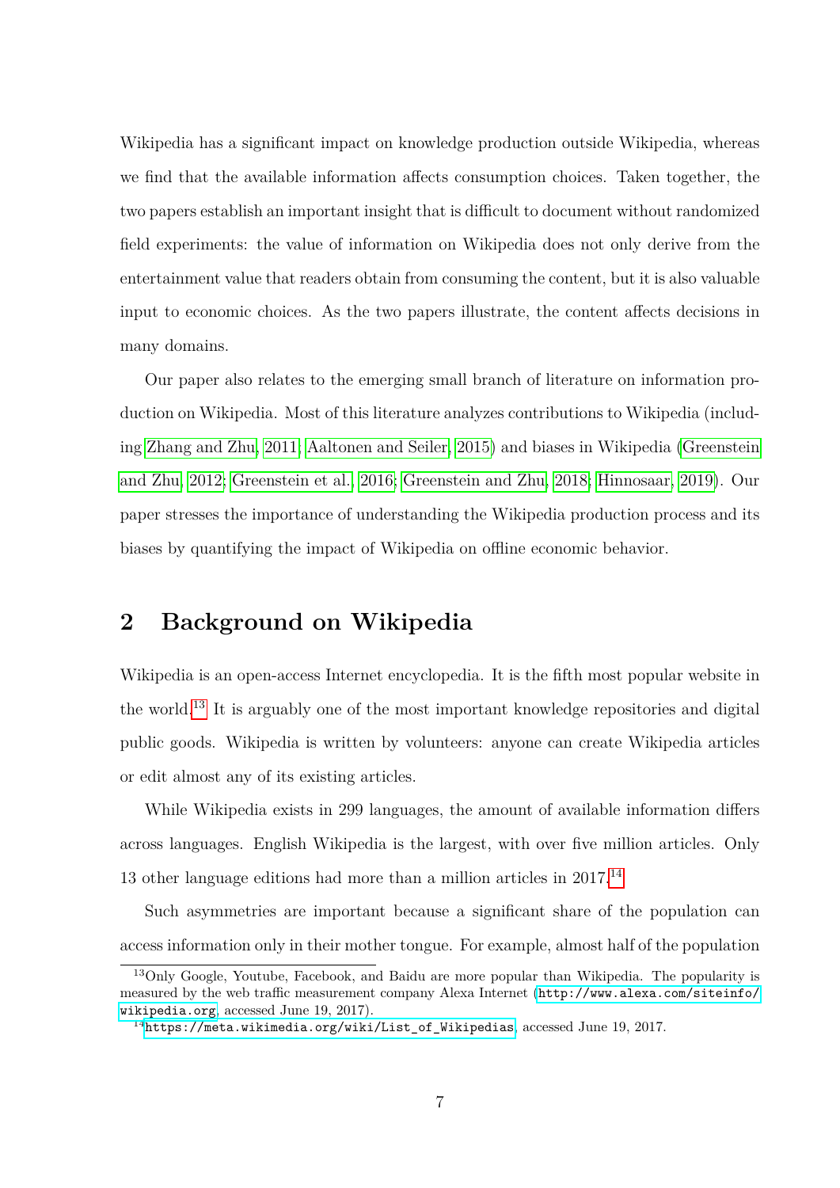Wikipedia has a significant impact on knowledge production outside Wikipedia, whereas we find that the available information affects consumption choices. Taken together, the two papers establish an important insight that is difficult to document without randomized field experiments: the value of information on Wikipedia does not only derive from the entertainment value that readers obtain from consuming the content, but it is also valuable input to economic choices. As the two papers illustrate, the content affects decisions in many domains.

Our paper also relates to the emerging small branch of literature on information production on Wikipedia. Most of this literature analyzes contributions to Wikipedia (including Zhang and Zhu, 2011; Aaltonen and Seiler, 2015) and biases in Wikipedia (Greenstein and Zhu, 2012; Greenstein et al., 2016; Greenstein and Zhu, 2018; Hinnosaar, 2019). Our paper stresses the importance of understanding the Wikipedia production process and its biases by quantifying the impact of Wikipedia on offline economic behavior.

## 2 Background on Wikipedia

Wikipedia is an open-access Internet encyclopedia. It is the fifth most popular website in the world.[13] It is arguably one of the most important knowledge repositories and digital public goods. Wikipedia is written by volunteers: anyone can create Wikipedia articles or edit almost any of its existing articles.

While Wikipedia exists in 299 languages, the amount of available information differs across languages. English Wikipedia is the largest, with over five million articles. Only 13 other language editions had more than a million articles in 2017.[14]

Such asymmetries are important because a significant share of the population can access information only in their mother tongue. For example, almost half of the population

[13] Only Google, Youtube, Facebook, and Baidu are more popular than Wikipedia. The popularity is measured by the web traffic measurement company Alexa Internet (http://www.alexa.com/siteinfo/wikipedia.org, accessed June 19, 2017).

[14] https://meta.wikimedia.org/wiki/List_of_Wikipedias, accessed June 19, 2017.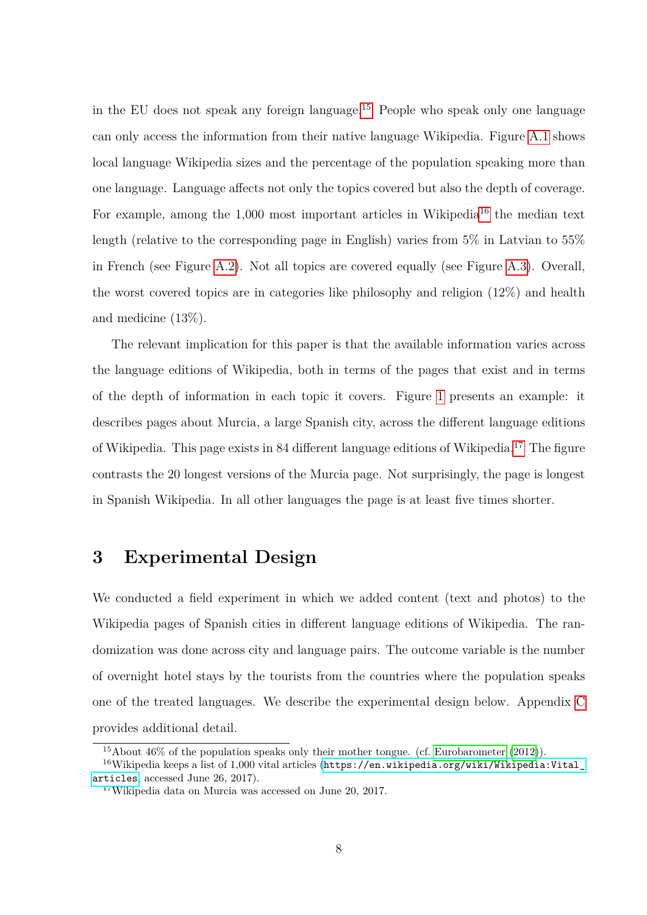in the EU does not speak any foreign language.[15] People who speak only one language can only access the information from their native language Wikipedia. Figure A.1 shows local language Wikipedia sizes and the percentage of the population speaking more than one language. Language affects not only the topics covered but also the depth of coverage. For example, among the 1,000 most important articles in Wikipedia[16] the median text length (relative to the corresponding page in English) varies from 5% in Latvian to 55% in French (see Figure A.2). Not all topics are covered equally (see Figure A.3). Overall, the worst covered topics are in categories like philosophy and religion (12%) and health and medicine (13%).

The relevant implication for this paper is that the available information varies across the language editions of Wikipedia, both in terms of the pages that exist and in terms of the depth of information in each topic it covers. Figure 1 presents an example: it describes pages about Murcia, a large Spanish city, across the different language editions of Wikipedia. This page exists in 84 different language editions of Wikipedia.[17] The figure contrasts the 20 longest versions of the Murcia page. Not surprisingly, the page is longest in Spanish Wikipedia. In all other languages the page is at least five times shorter.

# 3 Experimental Design

We conducted a field experiment in which we added content (text and photos) to the Wikipedia pages of Spanish cities in different language editions of Wikipedia. The randomization was done across city and language pairs. The outcome variable is the number of overnight hotel stays by the tourists from the countries where the population speaks one of the treated languages. We describe the experimental design below. Appendix C provides additional detail.

---

[15] About 46% of the population speaks only their mother tongue. (cf. Eurobarometer (2012)).

[16] Wikipedia keeps a list of 1,000 vital articles (https://en.wikipedia.org/wiki/Wikipedia:Vital_articles, accessed June 26, 2017).

[17] Wikipedia data on Murcia was accessed on June 20, 2017.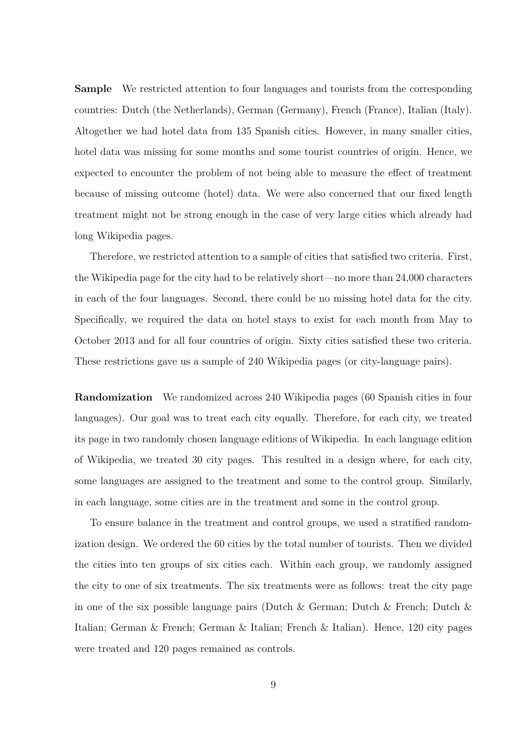**Sample** We restricted attention to four languages and tourists from the corresponding countries: Dutch (the Netherlands), German (Germany), French (France), Italian (Italy). Altogether we had hotel data from 135 Spanish cities. However, in many smaller cities, hotel data was missing for some months and some tourist countries of origin. Hence, we expected to encounter the problem of not being able to measure the effect of treatment because of missing outcome (hotel) data. We were also concerned that our fixed length treatment might not be strong enough in the case of very large cities which already had long Wikipedia pages.

Therefore, we restricted attention to a sample of cities that satisfied two criteria. First, the Wikipedia page for the city had to be relatively short—no more than 24,000 characters in each of the four languages. Second, there could be no missing hotel data for the city. Specifically, we required the data on hotel stays to exist for each month from May to October 2013 and for all four countries of origin. Sixty cities satisfied these two criteria. These restrictions gave us a sample of 240 Wikipedia pages (or city-language pairs).

**Randomization** We randomized across 240 Wikipedia pages (60 Spanish cities in four languages). Our goal was to treat each city equally. Therefore, for each city, we treated its page in two randomly chosen language editions of Wikipedia. In each language edition of Wikipedia, we treated 30 city pages. This resulted in a design where, for each city, some languages are assigned to the treatment and some to the control group. Similarly, in each language, some cities are in the treatment and some in the control group.

To ensure balance in the treatment and control groups, we used a stratified randomization design. We ordered the 60 cities by the total number of tourists. Then we divided the cities into ten groups of six cities each. Within each group, we randomly assigned the city to one of six treatments. The six treatments were as follows: treat the city page in one of the six possible language pairs (Dutch & German; Dutch & French; Dutch & Italian; German & French; German & Italian; French & Italian). Hence, 120 city pages were treated and 120 pages remained as controls.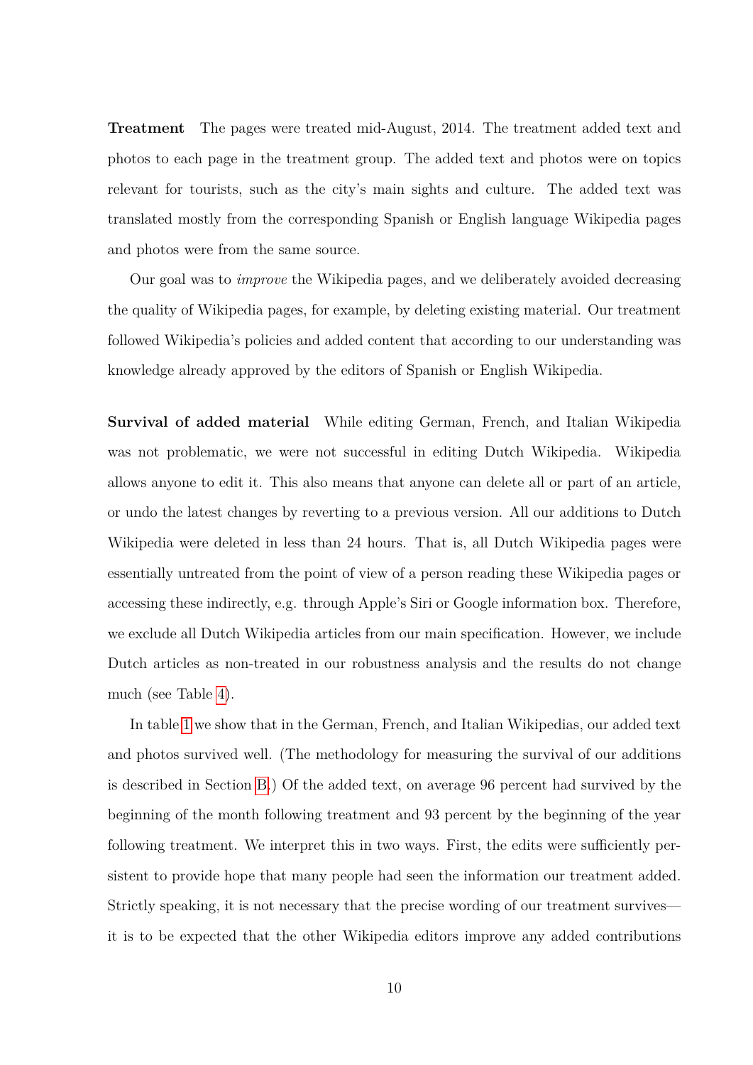**Treatment** The pages were treated mid-August, 2014. The treatment added text and photos to each page in the treatment group. The added text and photos were on topics relevant for tourists, such as the city's main sights and culture. The added text was translated mostly from the corresponding Spanish or English language Wikipedia pages and photos were from the same source.

Our goal was to *improve* the Wikipedia pages, and we deliberately avoided decreasing the quality of Wikipedia pages, for example, by deleting existing material. Our treatment followed Wikipedia's policies and added content that according to our understanding was knowledge already approved by the editors of Spanish or English Wikipedia.

**Survival of added material** While editing German, French, and Italian Wikipedia was not problematic, we were not successful in editing Dutch Wikipedia. Wikipedia allows anyone to edit it. This also means that anyone can delete all or part of an article, or undo the latest changes by reverting to a previous version. All our additions to Dutch Wikipedia were deleted in less than 24 hours. That is, all Dutch Wikipedia pages were essentially untreated from the point of view of a person reading these Wikipedia pages or accessing these indirectly, e.g. through Apple's Siri or Google information box. Therefore, we exclude all Dutch Wikipedia articles from our main specification. However, we include Dutch articles as non-treated in our robustness analysis and the results do not change much (see Table 4).

In table 1 we show that in the German, French, and Italian Wikipedias, our added text and photos survived well. (The methodology for measuring the survival of our additions is described in Section B.) Of the added text, on average 96 percent had survived by the beginning of the month following treatment and 93 percent by the beginning of the year following treatment. We interpret this in two ways. First, the edits were sufficiently persistent to provide hope that many people had seen the information our treatment added. Strictly speaking, it is not necessary that the precise wording of our treatment survives—it is to be expected that the other Wikipedia editors improve any added contributions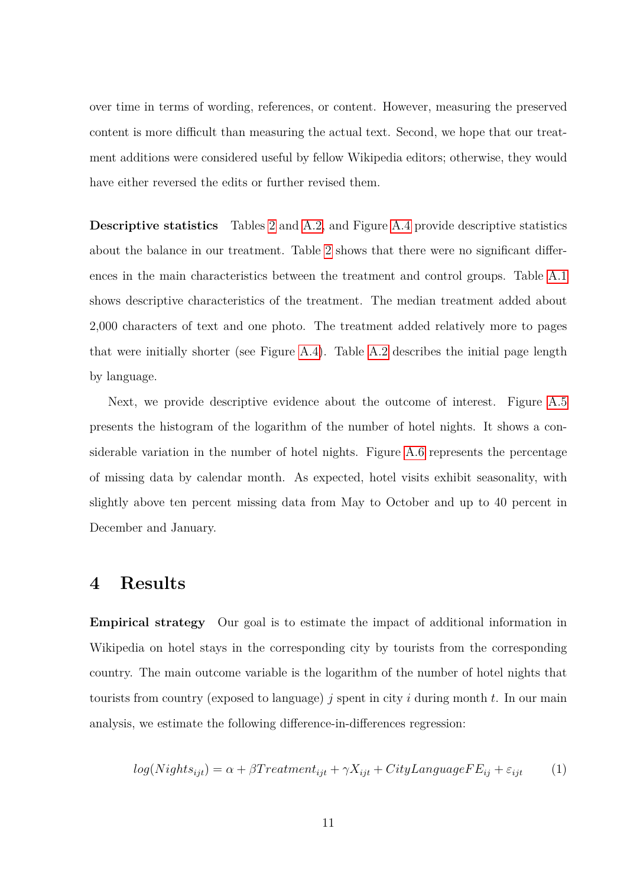over time in terms of wording, references, or content. However, measuring the preserved content is more difficult than measuring the actual text. Second, we hope that our treatment additions were considered useful by fellow Wikipedia editors; otherwise, they would have either reversed the edits or further revised them.

**Descriptive statistics** Tables 2 and A.2, and Figure A.4 provide descriptive statistics about the balance in our treatment. Table 2 shows that there were no significant differences in the main characteristics between the treatment and control groups. Table A.1 shows descriptive characteristics of the treatment. The median treatment added about 2,000 characters of text and one photo. The treatment added relatively more to pages that were initially shorter (see Figure A.4). Table A.2 describes the initial page length by language.

Next, we provide descriptive evidence about the outcome of interest. Figure A.5 presents the histogram of the logarithm of the number of hotel nights. It shows a considerable variation in the number of hotel nights. Figure A.6 represents the percentage of missing data by calendar month. As expected, hotel visits exhibit seasonality, with slightly above ten percent missing data from May to October and up to 40 percent in December and January.

# 4 Results

**Empirical strategy** Our goal is to estimate the impact of additional information in Wikipedia on hotel stays in the corresponding city by tourists from the corresponding country. The main outcome variable is the logarithm of the number of hotel nights that tourists from country (exposed to language) $j$ spent in city $i$ during month $t$. In our main analysis, we estimate the following difference-in-differences regression:

$$log(Nights_{ijt}) = \alpha + \beta Treatment_{ijt} + \gamma X_{ijt} + CityLanguageFE_{ij} + \varepsilon_{ijt} \qquad (1)$$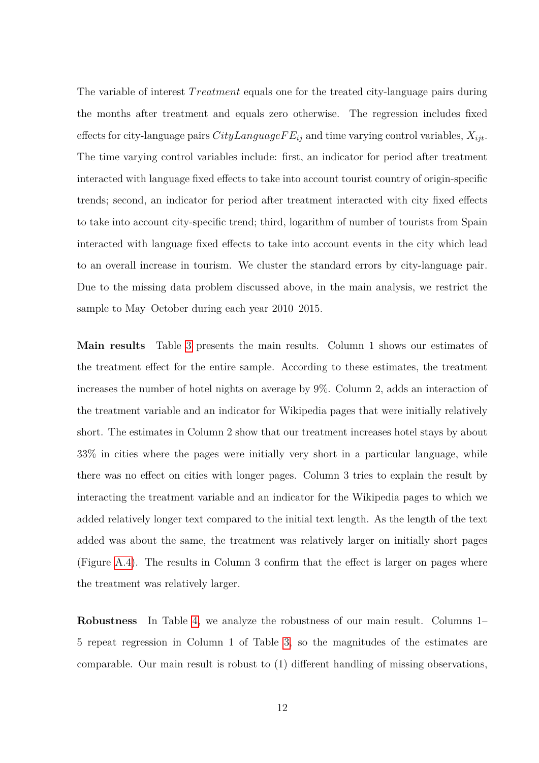The variable of interest $Treatment$ equals one for the treated city-language pairs during the months after treatment and equals zero otherwise. The regression includes fixed effects for city-language pairs $CityLanguageFE_{ij}$ and time varying control variables, $X_{ijt}$. The time varying control variables include: first, an indicator for period after treatment interacted with language fixed effects to take into account tourist country of origin-specific trends; second, an indicator for period after treatment interacted with city fixed effects to take into account city-specific trend; third, logarithm of number of tourists from Spain interacted with language fixed effects to take into account events in the city which lead to an overall increase in tourism. We cluster the standard errors by city-language pair. Due to the missing data problem discussed above, in the main analysis, we restrict the sample to May–October during each year 2010–2015.

**Main results** Table 3 presents the main results. Column 1 shows our estimates of the treatment effect for the entire sample. According to these estimates, the treatment increases the number of hotel nights on average by 9%. Column 2, adds an interaction of the treatment variable and an indicator for Wikipedia pages that were initially relatively short. The estimates in Column 2 show that our treatment increases hotel stays by about 33% in cities where the pages were initially very short in a particular language, while there was no effect on cities with longer pages. Column 3 tries to explain the result by interacting the treatment variable and an indicator for the Wikipedia pages to which we added relatively longer text compared to the initial text length. As the length of the text added was about the same, the treatment was relatively larger on initially short pages (Figure A.4). The results in Column 3 confirm that the effect is larger on pages where the treatment was relatively larger.

**Robustness** In Table 4, we analyze the robustness of our main result. Columns 1–5 repeat regression in Column 1 of Table 3, so the magnitudes of the estimates are comparable. Our main result is robust to (1) different handling of missing observations,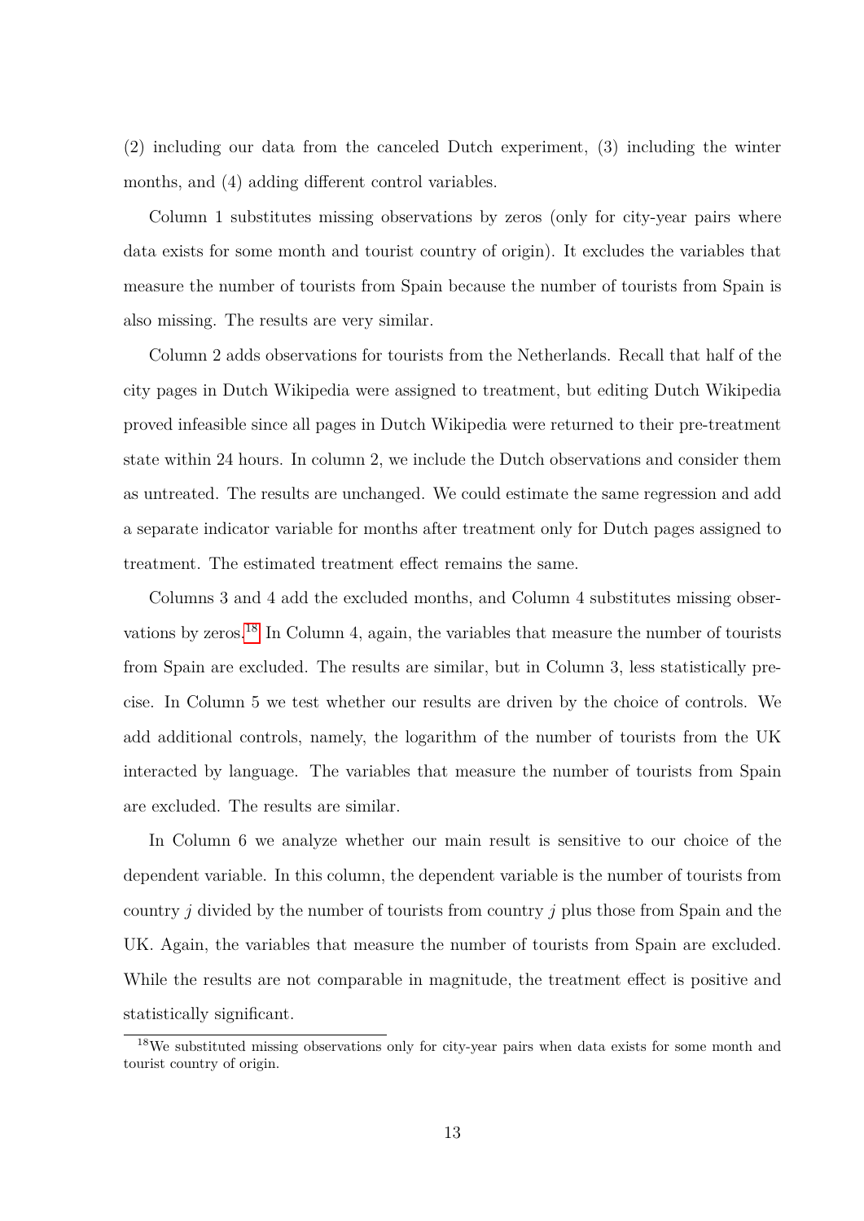(2) including our data from the canceled Dutch experiment, (3) including the winter months, and (4) adding different control variables.

Column 1 substitutes missing observations by zeros (only for city-year pairs where data exists for some month and tourist country of origin). It excludes the variables that measure the number of tourists from Spain because the number of tourists from Spain is also missing. The results are very similar.

Column 2 adds observations for tourists from the Netherlands. Recall that half of the city pages in Dutch Wikipedia were assigned to treatment, but editing Dutch Wikipedia proved infeasible since all pages in Dutch Wikipedia were returned to their pre-treatment state within 24 hours. In column 2, we include the Dutch observations and consider them as untreated. The results are unchanged. We could estimate the same regression and add a separate indicator variable for months after treatment only for Dutch pages assigned to treatment. The estimated treatment effect remains the same.

Columns 3 and 4 add the excluded months, and Column 4 substitutes missing observations by zeros.[18] In Column 4, again, the variables that measure the number of tourists from Spain are excluded. The results are similar, but in Column 3, less statistically precise. In Column 5 we test whether our results are driven by the choice of controls. We add additional controls, namely, the logarithm of the number of tourists from the UK interacted by language. The variables that measure the number of tourists from Spain are excluded. The results are similar.

In Column 6 we analyze whether our main result is sensitive to our choice of the dependent variable. In this column, the dependent variable is the number of tourists from country $j$ divided by the number of tourists from country $j$ plus those from Spain and the UK. Again, the variables that measure the number of tourists from Spain are excluded. While the results are not comparable in magnitude, the treatment effect is positive and statistically significant.

[18] We substituted missing observations only for city-year pairs when data exists for some month and tourist country of origin.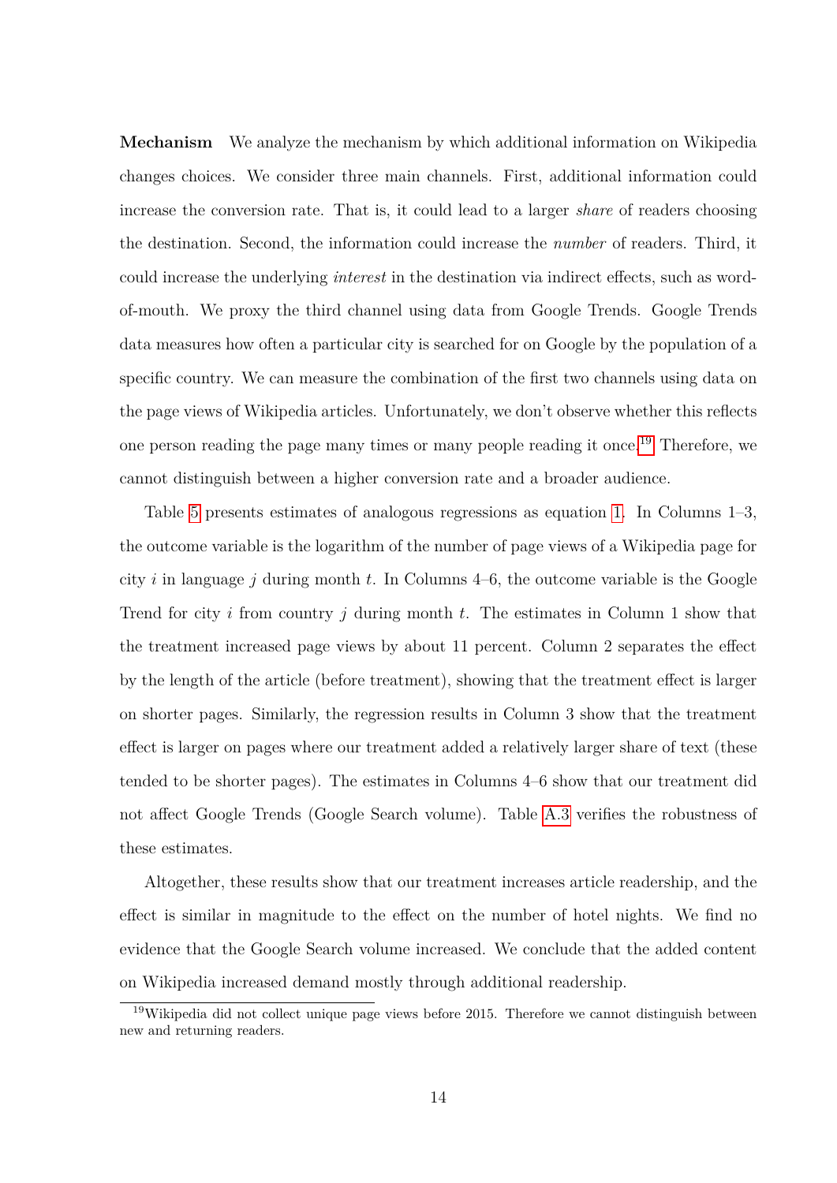**Mechanism** We analyze the mechanism by which additional information on Wikipedia changes choices. We consider three main channels. First, additional information could increase the conversion rate. That is, it could lead to a larger *share* of readers choosing the destination. Second, the information could increase the *number* of readers. Third, it could increase the underlying *interest* in the destination via indirect effects, such as word-of-mouth. We proxy the third channel using data from Google Trends. Google Trends data measures how often a particular city is searched for on Google by the population of a specific country. We can measure the combination of the first two channels using data on the page views of Wikipedia articles. Unfortunately, we don't observe whether this reflects one person reading the page many times or many people reading it once.[19] Therefore, we cannot distinguish between a higher conversion rate and a broader audience.

Table 5 presents estimates of analogous regressions as equation 1. In Columns 1–3, the outcome variable is the logarithm of the number of page views of a Wikipedia page for city $i$ in language $j$ during month $t$. In Columns 4–6, the outcome variable is the Google Trend for city $i$ from country $j$ during month $t$. The estimates in Column 1 show that the treatment increased page views by about 11 percent. Column 2 separates the effect by the length of the article (before treatment), showing that the treatment effect is larger on shorter pages. Similarly, the regression results in Column 3 show that the treatment effect is larger on pages where our treatment added a relatively larger share of text (these tended to be shorter pages). The estimates in Columns 4–6 show that our treatment did not affect Google Trends (Google Search volume). Table A.3 verifies the robustness of these estimates.

Altogether, these results show that our treatment increases article readership, and the effect is similar in magnitude to the effect on the number of hotel nights. We find no evidence that the Google Search volume increased. We conclude that the added content on Wikipedia increased demand mostly through additional readership.

[19] Wikipedia did not collect unique page views before 2015. Therefore we cannot distinguish between new and returning readers.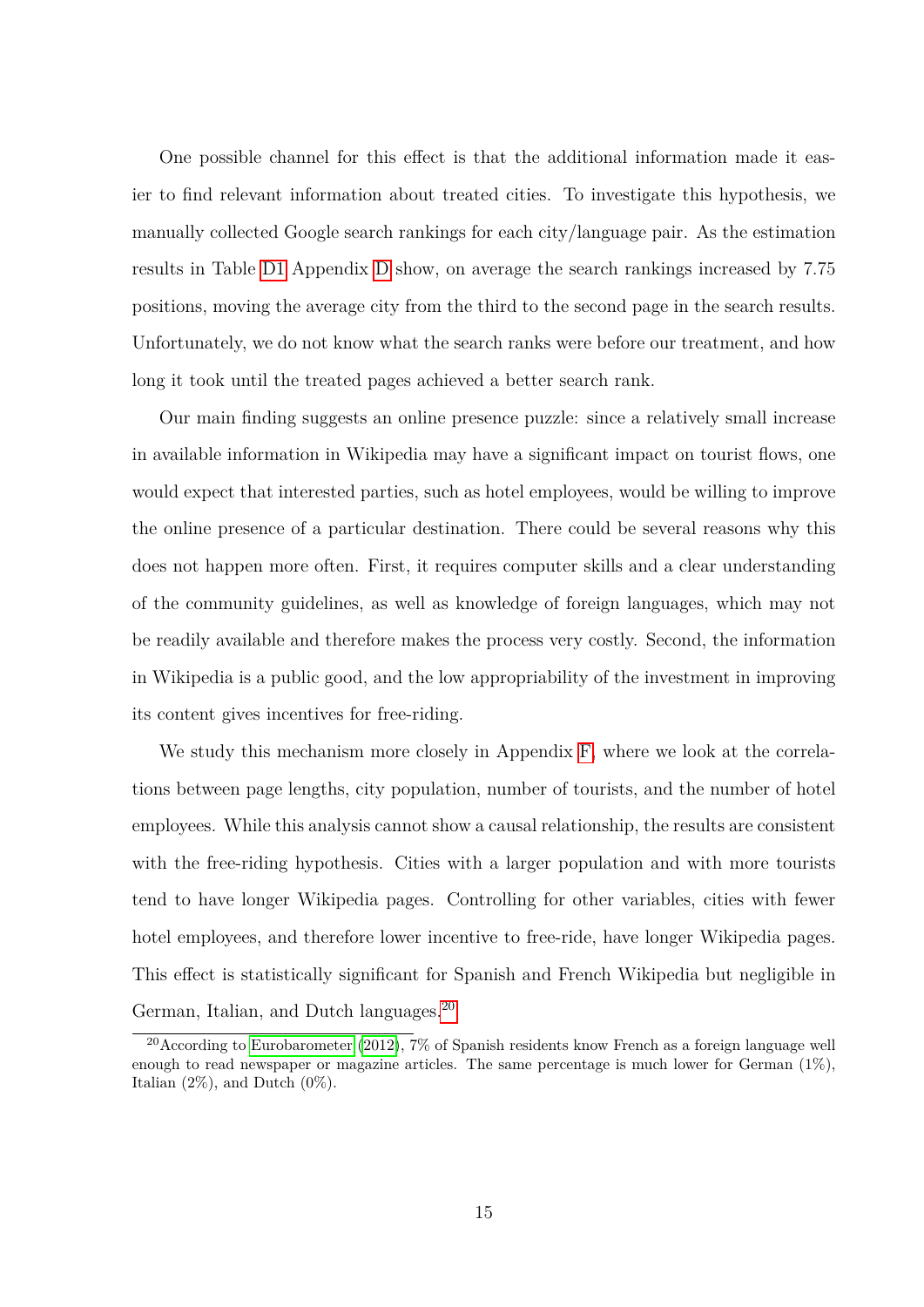One possible channel for this effect is that the additional information made it easier to find relevant information about treated cities. To investigate this hypothesis, we manually collected Google search rankings for each city/language pair. As the estimation results in Table D1 Appendix D show, on average the search rankings increased by 7.75 positions, moving the average city from the third to the second page in the search results. Unfortunately, we do not know what the search ranks were before our treatment, and how long it took until the treated pages achieved a better search rank.

Our main finding suggests an online presence puzzle: since a relatively small increase in available information in Wikipedia may have a significant impact on tourist flows, one would expect that interested parties, such as hotel employees, would be willing to improve the online presence of a particular destination. There could be several reasons why this does not happen more often. First, it requires computer skills and a clear understanding of the community guidelines, as well as knowledge of foreign languages, which may not be readily available and therefore makes the process very costly. Second, the information in Wikipedia is a public good, and the low appropriability of the investment in improving its content gives incentives for free-riding.

We study this mechanism more closely in Appendix F, where we look at the correlations between page lengths, city population, number of tourists, and the number of hotel employees. While this analysis cannot show a causal relationship, the results are consistent with the free-riding hypothesis. Cities with a larger population and with more tourists tend to have longer Wikipedia pages. Controlling for other variables, cities with fewer hotel employees, and therefore lower incentive to free-ride, have longer Wikipedia pages. This effect is statistically significant for Spanish and French Wikipedia but negligible in German, Italian, and Dutch languages.[20]

[20] According to Eurobarometer (2012), 7% of Spanish residents know French as a foreign language well enough to read newspaper or magazine articles. The same percentage is much lower for German (1%), Italian (2%), and Dutch (0%).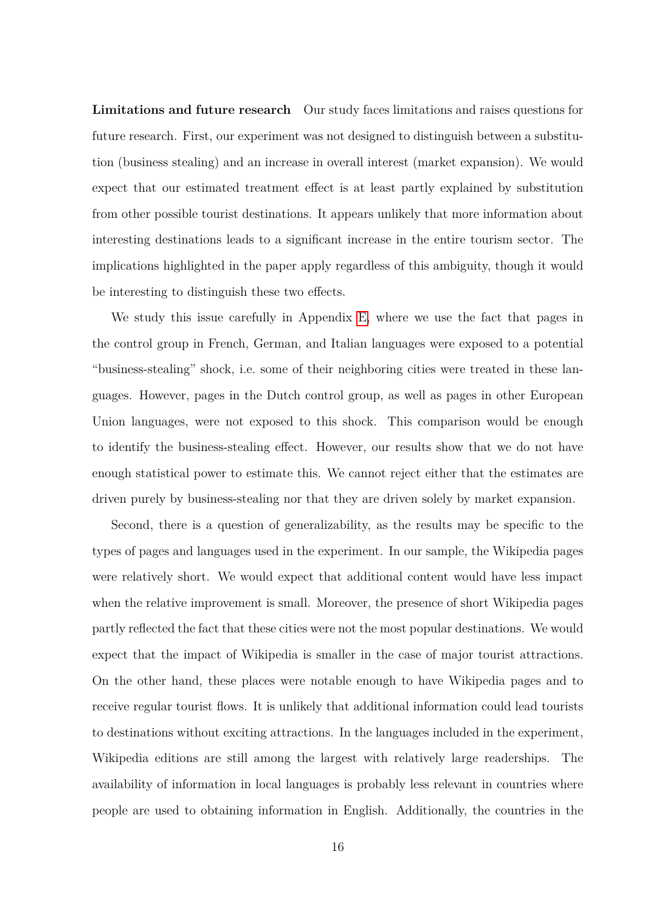**Limitations and future research** Our study faces limitations and raises questions for future research. First, our experiment was not designed to distinguish between a substitution (business stealing) and an increase in overall interest (market expansion). We would expect that our estimated treatment effect is at least partly explained by substitution from other possible tourist destinations. It appears unlikely that more information about interesting destinations leads to a significant increase in the entire tourism sector. The implications highlighted in the paper apply regardless of this ambiguity, though it would be interesting to distinguish these two effects.

We study this issue carefully in Appendix E, where we use the fact that pages in the control group in French, German, and Italian languages were exposed to a potential "business-stealing" shock, i.e. some of their neighboring cities were treated in these languages. However, pages in the Dutch control group, as well as pages in other European Union languages, were not exposed to this shock. This comparison would be enough to identify the business-stealing effect. However, our results show that we do not have enough statistical power to estimate this. We cannot reject either that the estimates are driven purely by business-stealing nor that they are driven solely by market expansion.

Second, there is a question of generalizability, as the results may be specific to the types of pages and languages used in the experiment. In our sample, the Wikipedia pages were relatively short. We would expect that additional content would have less impact when the relative improvement is small. Moreover, the presence of short Wikipedia pages partly reflected the fact that these cities were not the most popular destinations. We would expect that the impact of Wikipedia is smaller in the case of major tourist attractions. On the other hand, these places were notable enough to have Wikipedia pages and to receive regular tourist flows. It is unlikely that additional information could lead tourists to destinations without exciting attractions. In the languages included in the experiment, Wikipedia editions are still among the largest with relatively large readerships. The availability of information in local languages is probably less relevant in countries where people are used to obtaining information in English. Additionally, the countries in the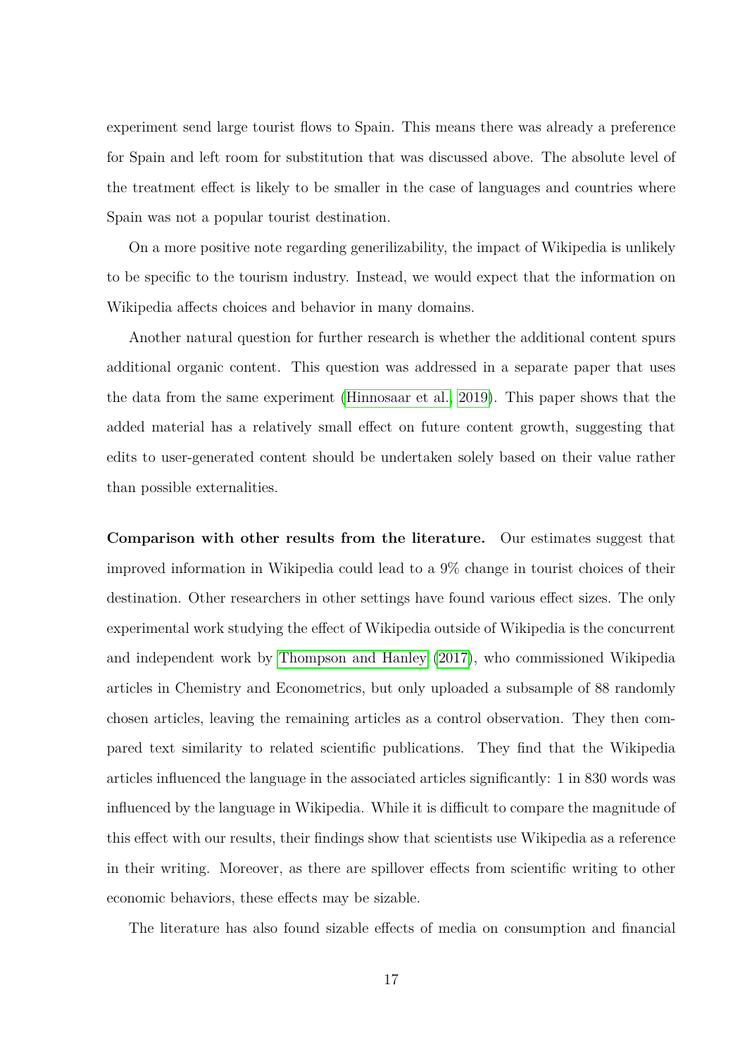experiment send large tourist flows to Spain. This means there was already a preference for Spain and left room for substitution that was discussed above. The absolute level of the treatment effect is likely to be smaller in the case of languages and countries where Spain was not a popular tourist destination.

On a more positive note regarding generilizability, the impact of Wikipedia is unlikely to be specific to the tourism industry. Instead, we would expect that the information on Wikipedia affects choices and behavior in many domains.

Another natural question for further research is whether the additional content spurs additional organic content. This question was addressed in a separate paper that uses the data from the same experiment (Hinnosaar et al., 2019). This paper shows that the added material has a relatively small effect on future content growth, suggesting that edits to user-generated content should be undertaken solely based on their value rather than possible externalities.

**Comparison with other results from the literature.** Our estimates suggest that improved information in Wikipedia could lead to a 9% change in tourist choices of their destination. Other researchers in other settings have found various effect sizes. The only experimental work studying the effect of Wikipedia outside of Wikipedia is the concurrent and independent work by Thompson and Hanley (2017), who commissioned Wikipedia articles in Chemistry and Econometrics, but only uploaded a subsample of 88 randomly chosen articles, leaving the remaining articles as a control observation. They then compared text similarity to related scientific publications. They find that the Wikipedia articles influenced the language in the associated articles significantly: 1 in 830 words was influenced by the language in Wikipedia. While it is difficult to compare the magnitude of this effect with our results, their findings show that scientists use Wikipedia as a reference in their writing. Moreover, as there are spillover effects from scientific writing to other economic behaviors, these effects may be sizable.

The literature has also found sizable effects of media on consumption and financial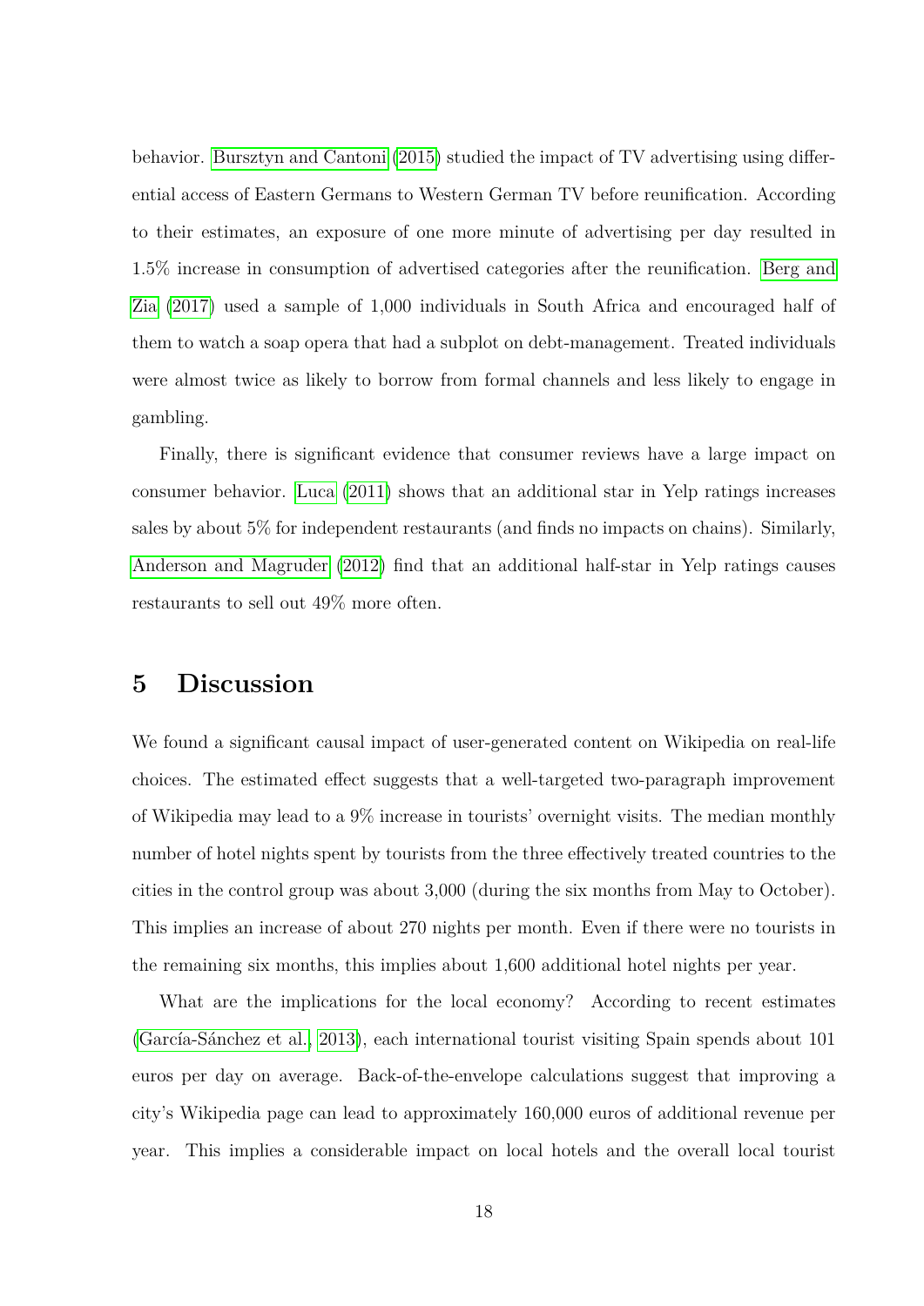behavior. Bursztyn and Cantoni (2015) studied the impact of TV advertising using differential access of Eastern Germans to Western German TV before reunification. According to their estimates, an exposure of one more minute of advertising per day resulted in 1.5% increase in consumption of advertised categories after the reunification. Berg and Zia (2017) used a sample of 1,000 individuals in South Africa and encouraged half of them to watch a soap opera that had a subplot on debt-management. Treated individuals were almost twice as likely to borrow from formal channels and less likely to engage in gambling.

Finally, there is significant evidence that consumer reviews have a large impact on consumer behavior. Luca (2011) shows that an additional star in Yelp ratings increases sales by about 5% for independent restaurants (and finds no impacts on chains). Similarly, Anderson and Magruder (2012) find that an additional half-star in Yelp ratings causes restaurants to sell out 49% more often.

# 5 Discussion

We found a significant causal impact of user-generated content on Wikipedia on real-life choices. The estimated effect suggests that a well-targeted two-paragraph improvement of Wikipedia may lead to a 9% increase in tourists' overnight visits. The median monthly number of hotel nights spent by tourists from the three effectively treated countries to the cities in the control group was about 3,000 (during the six months from May to October). This implies an increase of about 270 nights per month. Even if there were no tourists in the remaining six months, this implies about 1,600 additional hotel nights per year.

What are the implications for the local economy? According to recent estimates (García-Sánchez et al., 2013), each international tourist visiting Spain spends about 101 euros per day on average. Back-of-the-envelope calculations suggest that improving a city's Wikipedia page can lead to approximately 160,000 euros of additional revenue per year. This implies a considerable impact on local hotels and the overall local tourist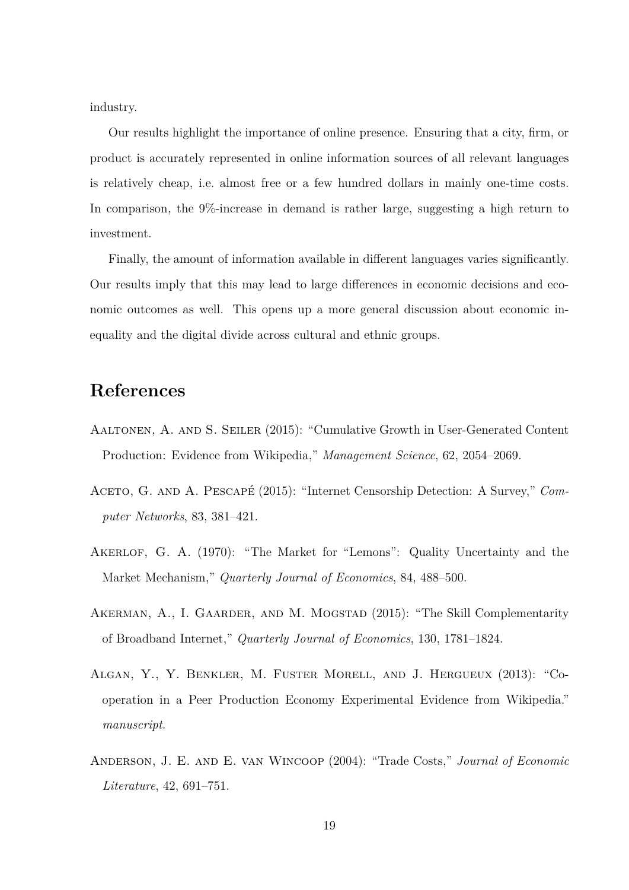industry.

Our results highlight the importance of online presence. Ensuring that a city, firm, or product is accurately represented in online information sources of all relevant languages is relatively cheap, i.e. almost free or a few hundred dollars in mainly one-time costs. In comparison, the 9%-increase in demand is rather large, suggesting a high return to investment.

Finally, the amount of information available in different languages varies significantly. Our results imply that this may lead to large differences in economic decisions and economic outcomes as well. This opens up a more general discussion about economic inequality and the digital divide across cultural and ethnic groups.

# References

Aaltonen, A. and S. Seiler (2015): "Cumulative Growth in User-Generated Content Production: Evidence from Wikipedia," *Management Science*, 62, 2054–2069.

Aceto, G. and A. Pescapé (2015): "Internet Censorship Detection: A Survey," *Computer Networks*, 83, 381–421.

Akerlof, G. A. (1970): "The Market for "Lemons": Quality Uncertainty and the Market Mechanism," *Quarterly Journal of Economics*, 84, 488–500.

Akerman, A., I. Gaarder, and M. Mogstad (2015): "The Skill Complementarity of Broadband Internet," *Quarterly Journal of Economics*, 130, 1781–1824.

Algan, Y., Y. Benkler, M. Fuster Morell, and J. Hergueux (2013): "Cooperation in a Peer Production Economy Experimental Evidence from Wikipedia." *manuscript*.

Anderson, J. E. and E. van Wincoop (2004): "Trade Costs," *Journal of Economic Literature*, 42, 691–751.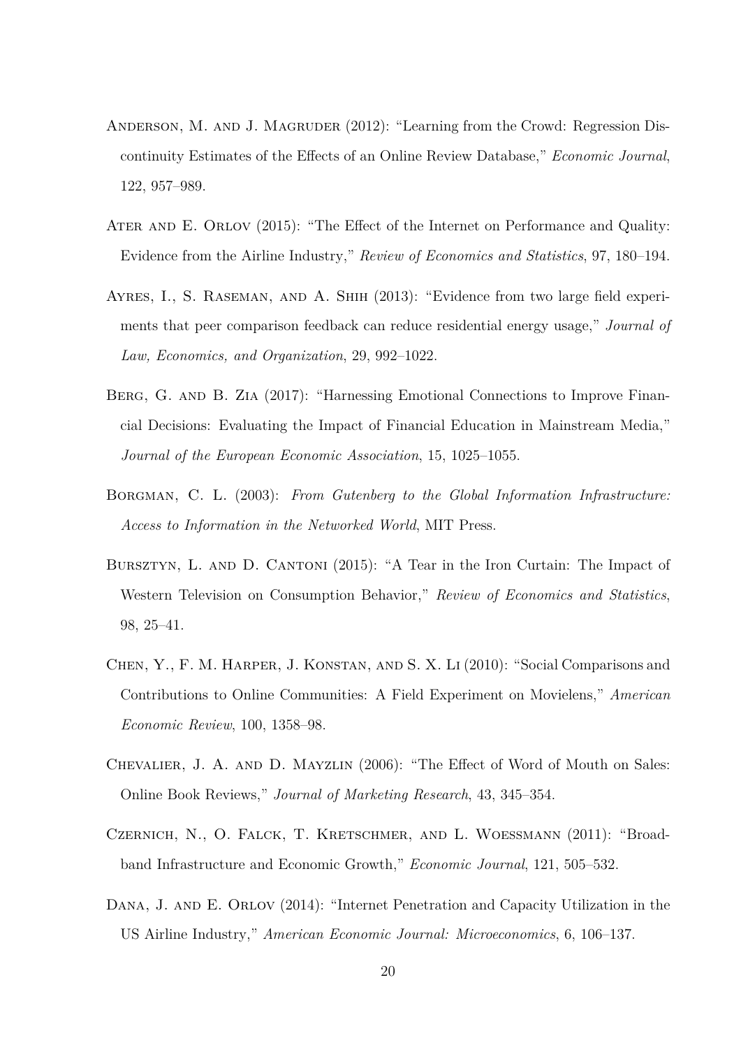Anderson, M. and J. Magruder (2012): "Learning from the Crowd: Regression Discontinuity Estimates of the Effects of an Online Review Database," *Economic Journal*, 122, 957–989.

Ater and E. Orlov (2015): "The Effect of the Internet on Performance and Quality: Evidence from the Airline Industry," *Review of Economics and Statistics*, 97, 180–194.

Ayres, I., S. Raseman, and A. Shih (2013): "Evidence from two large field experiments that peer comparison feedback can reduce residential energy usage," *Journal of Law, Economics, and Organization*, 29, 992–1022.

Berg, G. and B. Zia (2017): "Harnessing Emotional Connections to Improve Financial Decisions: Evaluating the Impact of Financial Education in Mainstream Media," *Journal of the European Economic Association*, 15, 1025–1055.

Borgman, C. L. (2003): *From Gutenberg to the Global Information Infrastructure: Access to Information in the Networked World*, MIT Press.

Bursztyn, L. and D. Cantoni (2015): "A Tear in the Iron Curtain: The Impact of Western Television on Consumption Behavior," *Review of Economics and Statistics*, 98, 25–41.

Chen, Y., F. M. Harper, J. Konstan, and S. X. Li (2010): "Social Comparisons and Contributions to Online Communities: A Field Experiment on Movielens," *American Economic Review*, 100, 1358–98.

Chevalier, J. A. and D. Mayzlin (2006): "The Effect of Word of Mouth on Sales: Online Book Reviews," *Journal of Marketing Research*, 43, 345–354.

Czernich, N., O. Falck, T. Kretschmer, and L. Woessmann (2011): "Broadband Infrastructure and Economic Growth," *Economic Journal*, 121, 505–532.

Dana, J. and E. Orlov (2014): "Internet Penetration and Capacity Utilization in the US Airline Industry," *American Economic Journal: Microeconomics*, 6, 106–137.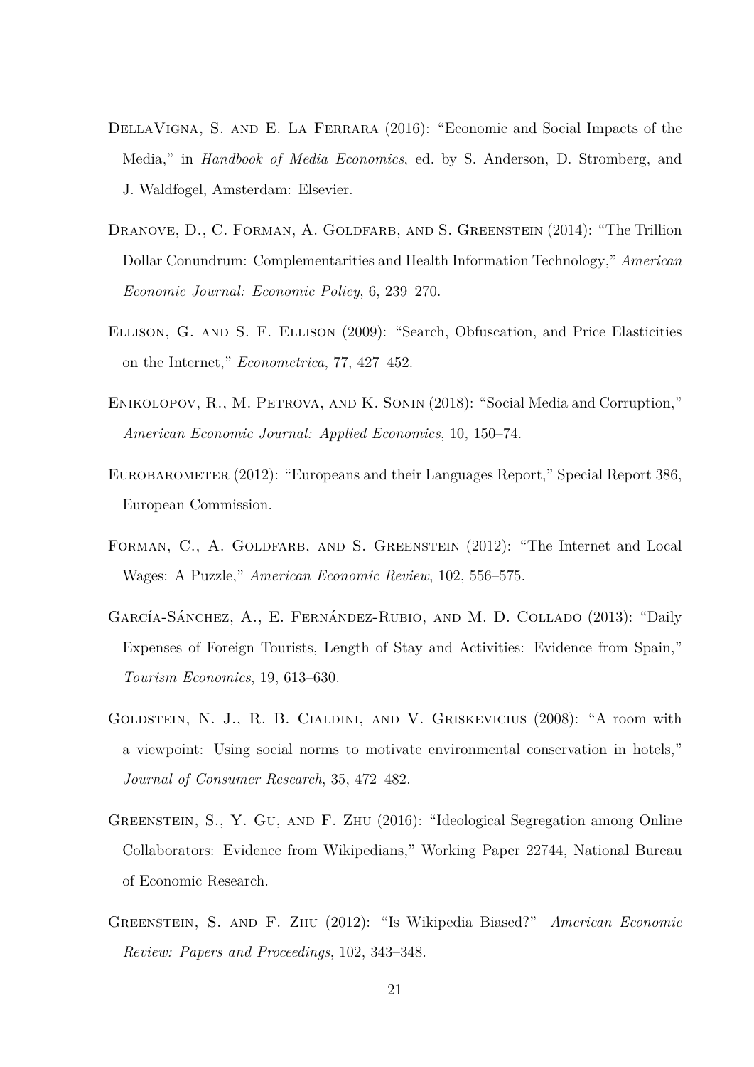DellaVigna, S. and E. La Ferrara (2016): "Economic and Social Impacts of the Media," in *Handbook of Media Economics*, ed. by S. Anderson, D. Stromberg, and J. Waldfogel, Amsterdam: Elsevier.

Dranove, D., C. Forman, A. Goldfarb, and S. Greenstein (2014): "The Trillion Dollar Conundrum: Complementarities and Health Information Technology," *American Economic Journal: Economic Policy*, 6, 239–270.

Ellison, G. and S. F. Ellison (2009): "Search, Obfuscation, and Price Elasticities on the Internet," *Econometrica*, 77, 427–452.

Enikolopov, R., M. Petrova, and K. Sonin (2018): "Social Media and Corruption," *American Economic Journal: Applied Economics*, 10, 150–74.

Eurobarometer (2012): "Europeans and their Languages Report," Special Report 386, European Commission.

Forman, C., A. Goldfarb, and S. Greenstein (2012): "The Internet and Local Wages: A Puzzle," *American Economic Review*, 102, 556–575.

García-Sánchez, A., E. Fernández-Rubio, and M. D. Collado (2013): "Daily Expenses of Foreign Tourists, Length of Stay and Activities: Evidence from Spain," *Tourism Economics*, 19, 613–630.

Goldstein, N. J., R. B. Cialdini, and V. Griskevicius (2008): "A room with a viewpoint: Using social norms to motivate environmental conservation in hotels," *Journal of Consumer Research*, 35, 472–482.

Greenstein, S., Y. Gu, and F. Zhu (2016): "Ideological Segregation among Online Collaborators: Evidence from Wikipedians," Working Paper 22744, National Bureau of Economic Research.

Greenstein, S. and F. Zhu (2012): "Is Wikipedia Biased?" *American Economic Review: Papers and Proceedings*, 102, 343–348.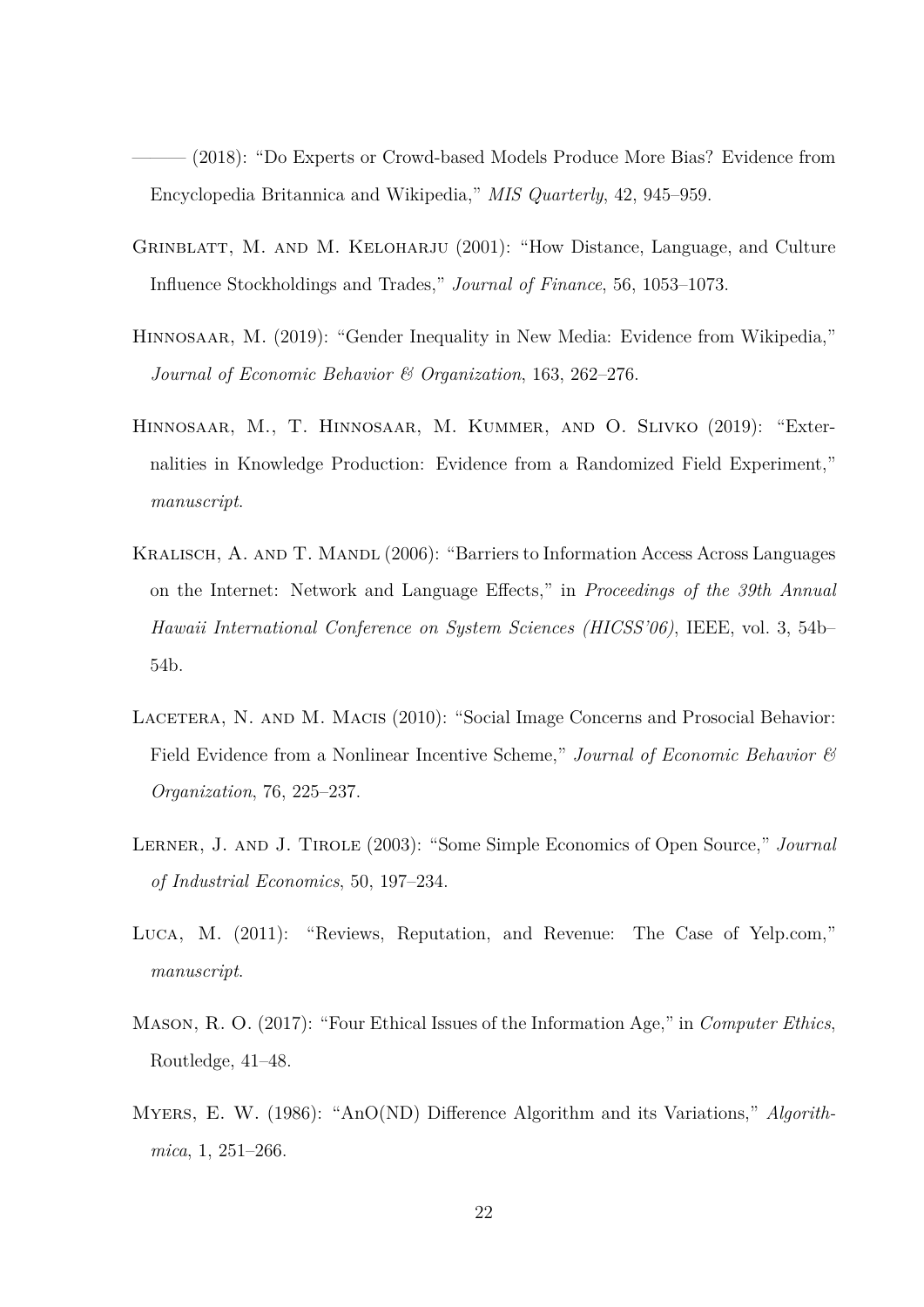——— (2018): "Do Experts or Crowd-based Models Produce More Bias? Evidence from Encyclopedia Britannica and Wikipedia," *MIS Quarterly*, 42, 945–959.

Grinblatt, M. and M. Keloharju (2001): "How Distance, Language, and Culture Influence Stockholdings and Trades," *Journal of Finance*, 56, 1053–1073.

Hinnosaar, M. (2019): "Gender Inequality in New Media: Evidence from Wikipedia," *Journal of Economic Behavior & Organization*, 163, 262–276.

Hinnosaar, M., T. Hinnosaar, M. Kummer, and O. Slivko (2019): "Externalities in Knowledge Production: Evidence from a Randomized Field Experiment," *manuscript*.

Kralisch, A. and T. Mandl (2006): "Barriers to Information Access Across Languages on the Internet: Network and Language Effects," in *Proceedings of the 39th Annual Hawaii International Conference on System Sciences (HICSS'06)*, IEEE, vol. 3, 54b–54b.

Lacetera, N. and M. Macis (2010): "Social Image Concerns and Prosocial Behavior: Field Evidence from a Nonlinear Incentive Scheme," *Journal of Economic Behavior & Organization*, 76, 225–237.

Lerner, J. and J. Tirole (2003): "Some Simple Economics of Open Source," *Journal of Industrial Economics*, 50, 197–234.

Luca, M. (2011): "Reviews, Reputation, and Revenue: The Case of Yelp.com," *manuscript*.

Mason, R. O. (2017): "Four Ethical Issues of the Information Age," in *Computer Ethics*, Routledge, 41–48.

Myers, E. W. (1986): "AnO(ND) Difference Algorithm and its Variations," *Algorithmica*, 1, 251–266.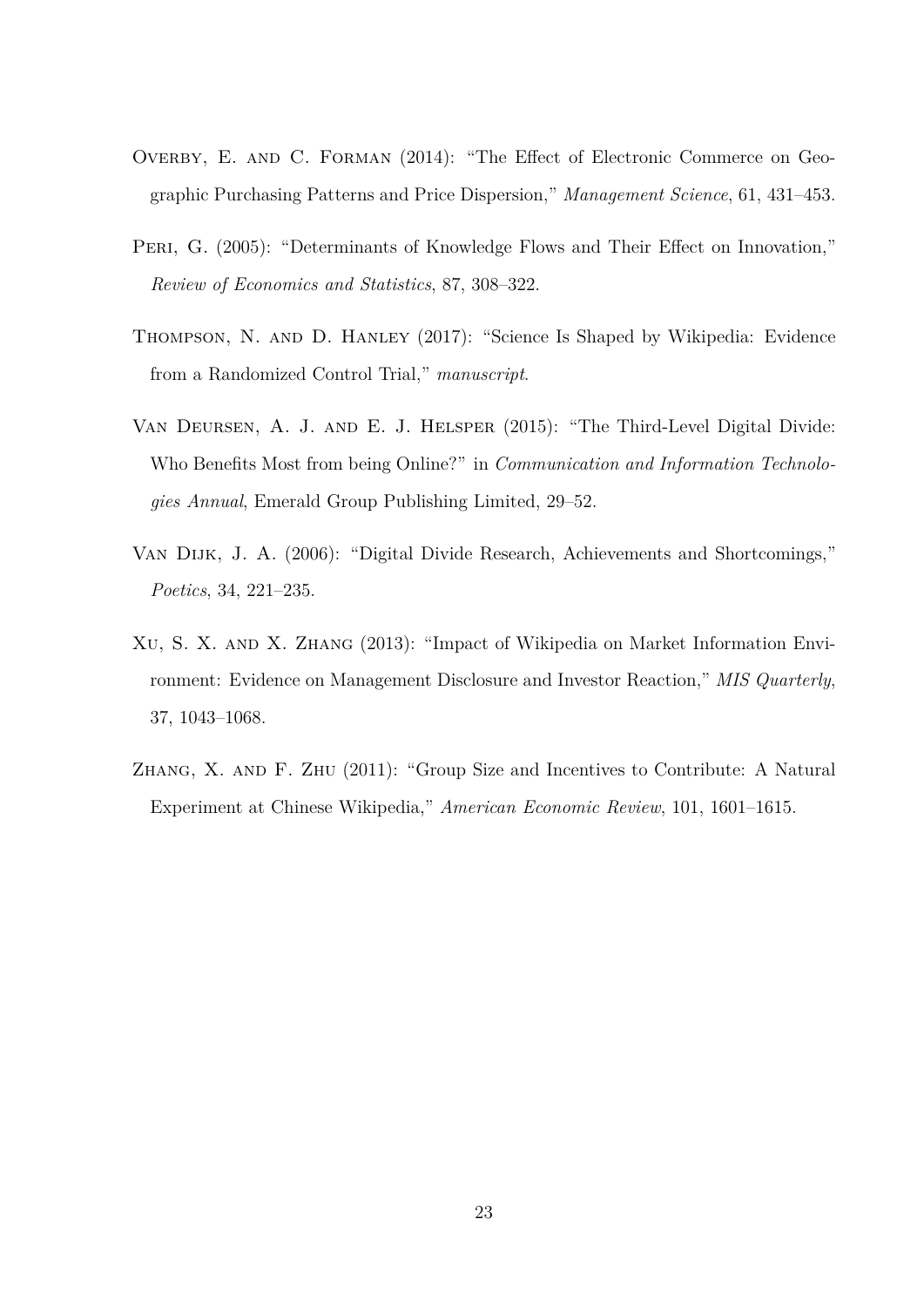Overby, E. and C. Forman (2014): "The Effect of Electronic Commerce on Geographic Purchasing Patterns and Price Dispersion," *Management Science*, 61, 431–453.

Peri, G. (2005): "Determinants of Knowledge Flows and Their Effect on Innovation," *Review of Economics and Statistics*, 87, 308–322.

Thompson, N. and D. Hanley (2017): "Science Is Shaped by Wikipedia: Evidence from a Randomized Control Trial," *manuscript*.

Van Deursen, A. J. and E. J. Helsper (2015): "The Third-Level Digital Divide: Who Benefits Most from being Online?" in *Communication and Information Technologies Annual*, Emerald Group Publishing Limited, 29–52.

Van Dijk, J. A. (2006): "Digital Divide Research, Achievements and Shortcomings," *Poetics*, 34, 221–235.

Xu, S. X. and X. Zhang (2013): "Impact of Wikipedia on Market Information Environment: Evidence on Management Disclosure and Investor Reaction," *MIS Quarterly*, 37, 1043–1068.

Zhang, X. and F. Zhu (2011): "Group Size and Incentives to Contribute: A Natural Experiment at Chinese Wikipedia," *American Economic Review*, 101, 1601–1615.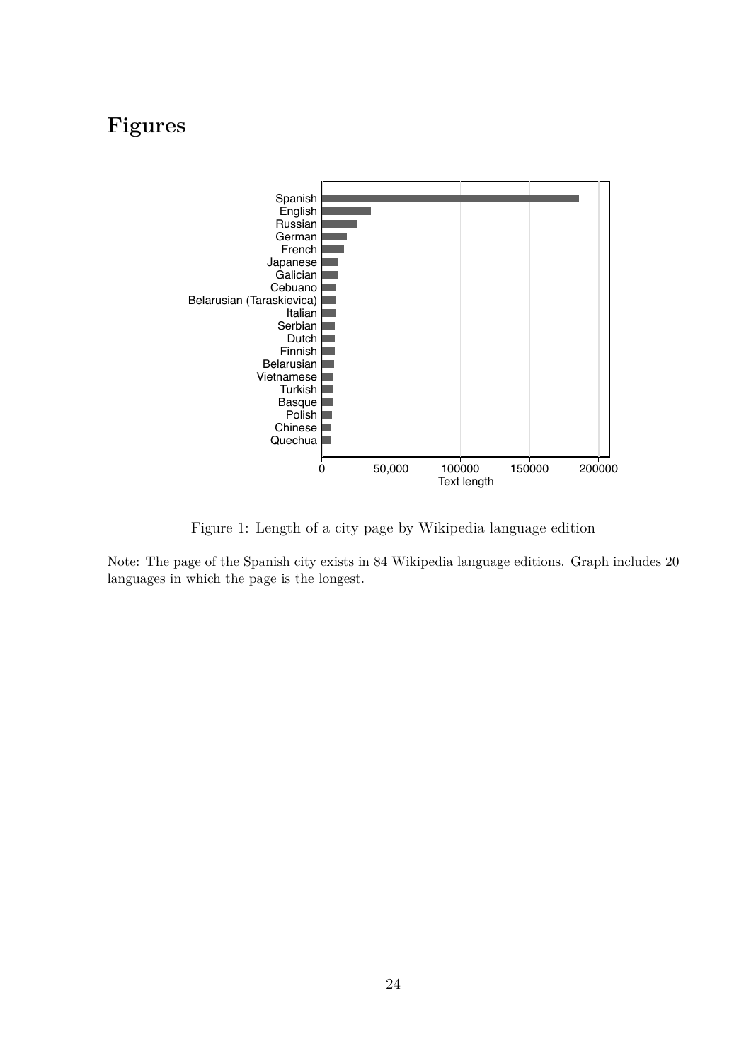# Figures

Figure 1: Length of a city page by Wikipedia language edition

Note: The page of the Spanish city exists in 84 Wikipedia language editions. Graph includes 20 languages in which the page is the longest.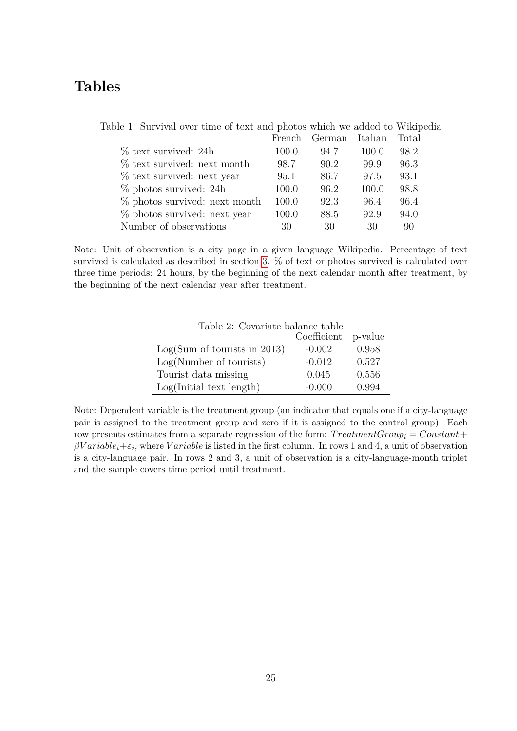# Tables

Table 1: Survival over time of text and photos which we added to Wikipedia

| | French | German | Italian | Total |
|---|---|---|---|---|
| % text survived: 24h | 100.0 | 94.7 | 100.0 | 98.2 |
| % text survived: next month | 98.7 | 90.2 | 99.9 | 96.3 |
| % text survived: next year | 95.1 | 86.7 | 97.5 | 93.1 |
| % photos survived: 24h | 100.0 | 96.2 | 100.0 | 98.8 |
| % photos survived: next month | 100.0 | 92.3 | 96.4 | 96.4 |
| % photos survived: next year | 100.0 | 88.5 | 92.9 | 94.0 |
| Number of observations | 30 | 30 | 30 | 90 |

Note: Unit of observation is a city page in a given language Wikipedia. Percentage of text survived is calculated as described in section 3. % of text or photos survived is calculated over three time periods: 24 hours, by the beginning of the next calendar month after treatment, by the beginning of the next calendar year after treatment.

Table 2: Covariate balance table

| | Coefficient | p-value |
|---|---|---|
| Log(Sum of tourists in 2013) | -0.002 | 0.958 |
| Log(Number of tourists) | -0.012 | 0.527 |
| Tourist data missing | 0.045 | 0.556 |
| Log(Initial text length) | -0.000 | 0.994 |

Note: Dependent variable is the treatment group (an indicator that equals one if a city-language pair is assigned to the treatment group and zero if it is assigned to the control group). Each row presents estimates from a separate regression of the form: $TreatmentGroup_i = Constant + \beta Variable_i + \varepsilon_i$, where $Variable$ is listed in the first column. In rows 1 and 4, a unit of observation is a city-language pair. In rows 2 and 3, a unit of observation is a city-language-month triplet and the sample covers time period until treatment.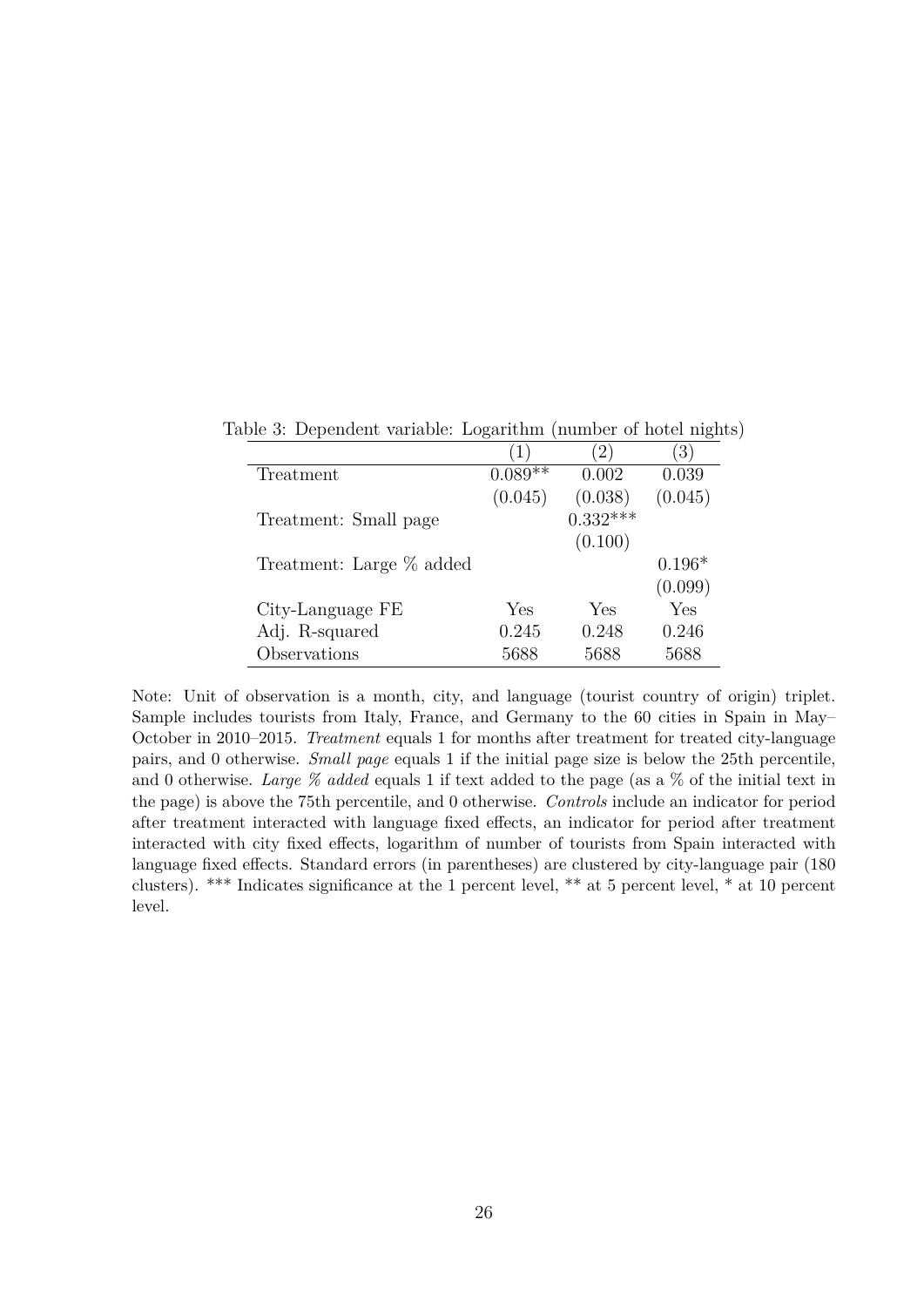Table 3: Dependent variable: Logarithm (number of hotel nights)

| | (1) | (2) | (3) |
|---|---|---|---|
| Treatment | 0.089** | 0.002 | 0.039 |
| | (0.045) | (0.038) | (0.045) |
| Treatment: Small page | | 0.332*** | |
| | | (0.100) | |
| Treatment: Large % added | | | 0.196* |
| | | | (0.099) |
| City-Language FE | Yes | Yes | Yes |
| Adj. R-squared | 0.245 | 0.248 | 0.246 |
| Observations | 5688 | 5688 | 5688 |

Note: Unit of observation is a month, city, and language (tourist country of origin) triplet. Sample includes tourists from Italy, France, and Germany to the 60 cities in Spain in May–October in 2010–2015. *Treatment* equals 1 for months after treatment for treated city-language pairs, and 0 otherwise. *Small page* equals 1 if the initial page size is below the 25th percentile, and 0 otherwise. *Large % added* equals 1 if text added to the page (as a % of the initial text in the page) is above the 75th percentile, and 0 otherwise. *Controls* include an indicator for period after treatment interacted with language fixed effects, an indicator for period after treatment interacted with city fixed effects, logarithm of number of tourists from Spain interacted with language fixed effects. Standard errors (in parentheses) are clustered by city-language pair (180 clusters). *** Indicates significance at the 1 percent level, ** at 5 percent level, * at 10 percent level.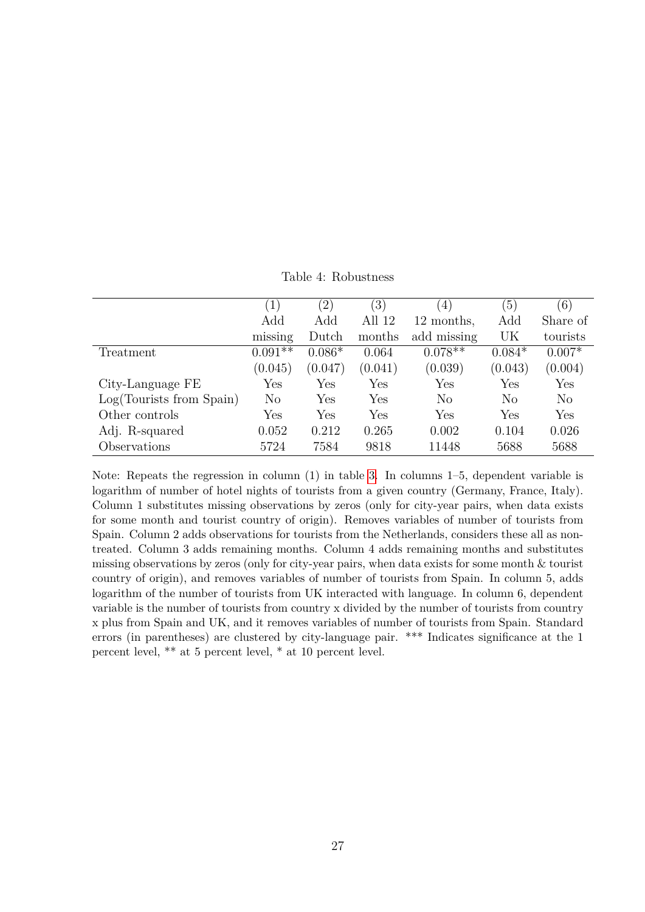Table 4: Robustness

| | (1) Add missing | (2) Add Dutch | (3) All 12 months | (4) 12 months, add missing | (5) Add UK | (6) Share of tourists |
|---|---|---|---|---|---|---|
| Treatment | 0.091** | 0.086* | 0.064 | 0.078** | 0.084* | 0.007* |
| | (0.045) | (0.047) | (0.041) | (0.039) | (0.043) | (0.004) |
| City-Language FE | Yes | Yes | Yes | Yes | Yes | Yes |
| Log(Tourists from Spain) | No | Yes | Yes | No | No | No |
| Other controls | Yes | Yes | Yes | Yes | Yes | Yes |
| Adj. R-squared | 0.052 | 0.212 | 0.265 | 0.002 | 0.104 | 0.026 |
| Observations | 5724 | 7584 | 9818 | 11448 | 5688 | 5688 |

Note: Repeats the regression in column (1) in table 3. In columns 1–5, dependent variable is logarithm of number of hotel nights of tourists from a given country (Germany, France, Italy). Column 1 substitutes missing observations by zeros (only for city-year pairs, when data exists for some month and tourist country of origin). Removes variables of number of tourists from Spain. Column 2 adds observations for tourists from the Netherlands, considers these all as non-treated. Column 3 adds remaining months. Column 4 adds remaining months and substitutes missing observations by zeros (only for city-year pairs, when data exists for some month & tourist country of origin), and removes variables of number of tourists from Spain. In column 5, adds logarithm of the number of tourists from UK interacted with language. In column 6, dependent variable is the number of tourists from country x divided by the number of tourists from country x plus from Spain and UK, and it removes variables of number of tourists from Spain. Standard errors (in parentheses) are clustered by city-language pair. *** Indicates significance at the 1 percent level, ** at 5 percent level, * at 10 percent level.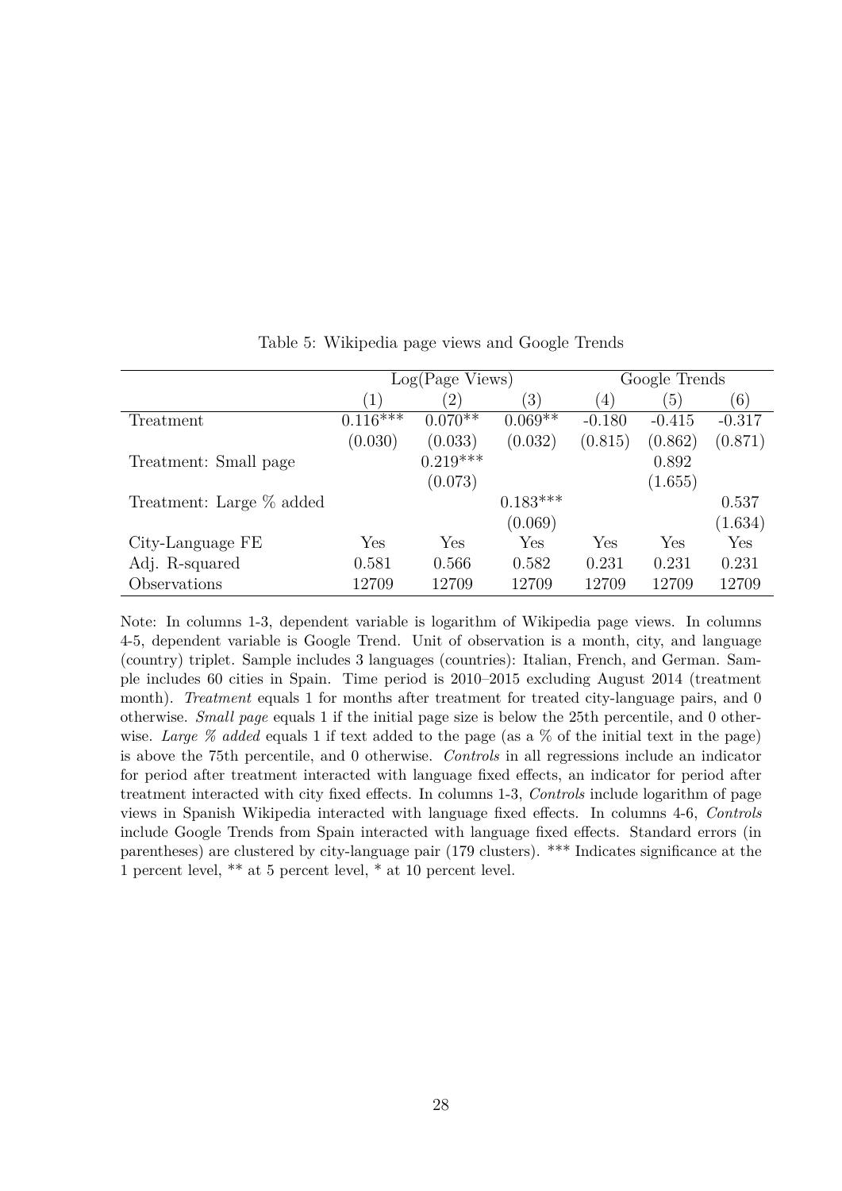Table 5: Wikipedia page views and Google Trends

| | Log(Page Views) | | | Google Trends | | |
|---|---|---|---|---|---|---|
| | (1) | (2) | (3) | (4) | (5) | (6) |
| Treatment | 0.116*** | 0.070** | 0.069** | -0.180 | -0.415 | -0.317 |
| | (0.030) | (0.033) | (0.032) | (0.815) | (0.862) | (0.871) |
| Treatment: Small page | | 0.219*** | | | 0.892 | |
| | | (0.073) | | | (1.655) | |
| Treatment: Large % added | | | 0.183*** | | | 0.537 |
| | | | (0.069) | | | (1.634) |
| City-Language FE | Yes | Yes | Yes | Yes | Yes | Yes |
| Adj. R-squared | 0.581 | 0.566 | 0.582 | 0.231 | 0.231 | 0.231 |
| Observations | 12709 | 12709 | 12709 | 12709 | 12709 | 12709 |

Note: In columns 1-3, dependent variable is logarithm of Wikipedia page views. In columns 4-5, dependent variable is Google Trend. Unit of observation is a month, city, and language (country) triplet. Sample includes 3 languages (countries): Italian, French, and German. Sample includes 60 cities in Spain. Time period is 2010–2015 excluding August 2014 (treatment month). *Treatment* equals 1 for months after treatment for treated city-language pairs, and 0 otherwise. *Small page* equals 1 if the initial page size is below the 25th percentile, and 0 otherwise. *Large % added* equals 1 if text added to the page (as a % of the initial text in the page) is above the 75th percentile, and 0 otherwise. *Controls* in all regressions include an indicator for period after treatment interacted with language fixed effects, an indicator for period after treatment interacted with city fixed effects. In columns 1-3, *Controls* include logarithm of page views in Spanish Wikipedia interacted with language fixed effects. In columns 4-6, *Controls* include Google Trends from Spain interacted with language fixed effects. Standard errors (in parentheses) are clustered by city-language pair (179 clusters). *** Indicates significance at the 1 percent level, ** at 5 percent level, * at 10 percent level.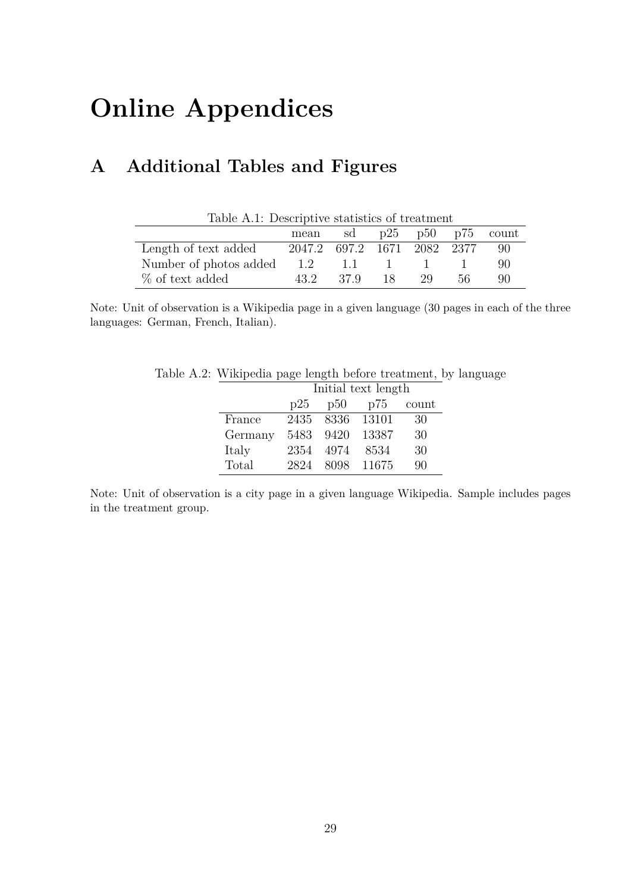# Online Appendices

## A Additional Tables and Figures

Table A.1: Descriptive statistics of treatment

| | mean | sd | p25 | p50 | p75 | count |
|---|---|---|---|---|---|---|
| Length of text added | 2047.2 | 697.2 | 1671 | 2082 | 2377 | 90 |
| Number of photos added | 1.2 | 1.1 | 1 | 1 | 1 | 90 |
| % of text added | 43.2 | 37.9 | 18 | 29 | 56 | 90 |

Note: Unit of observation is a Wikipedia page in a given language (30 pages in each of the three languages: German, French, Italian).

Table A.2: Wikipedia page length before treatment, by language

| | Initial text length | | | |
|---|---|---|---|---|
| | p25 | p50 | p75 | count |
| France | 2435 | 8336 | 13101 | 30 |
| Germany | 5483 | 9420 | 13387 | 30 |
| Italy | 2354 | 4974 | 8534 | 30 |
| Total | 2824 | 8098 | 11675 | 90 |

Note: Unit of observation is a city page in a given language Wikipedia. Sample includes pages in the treatment group.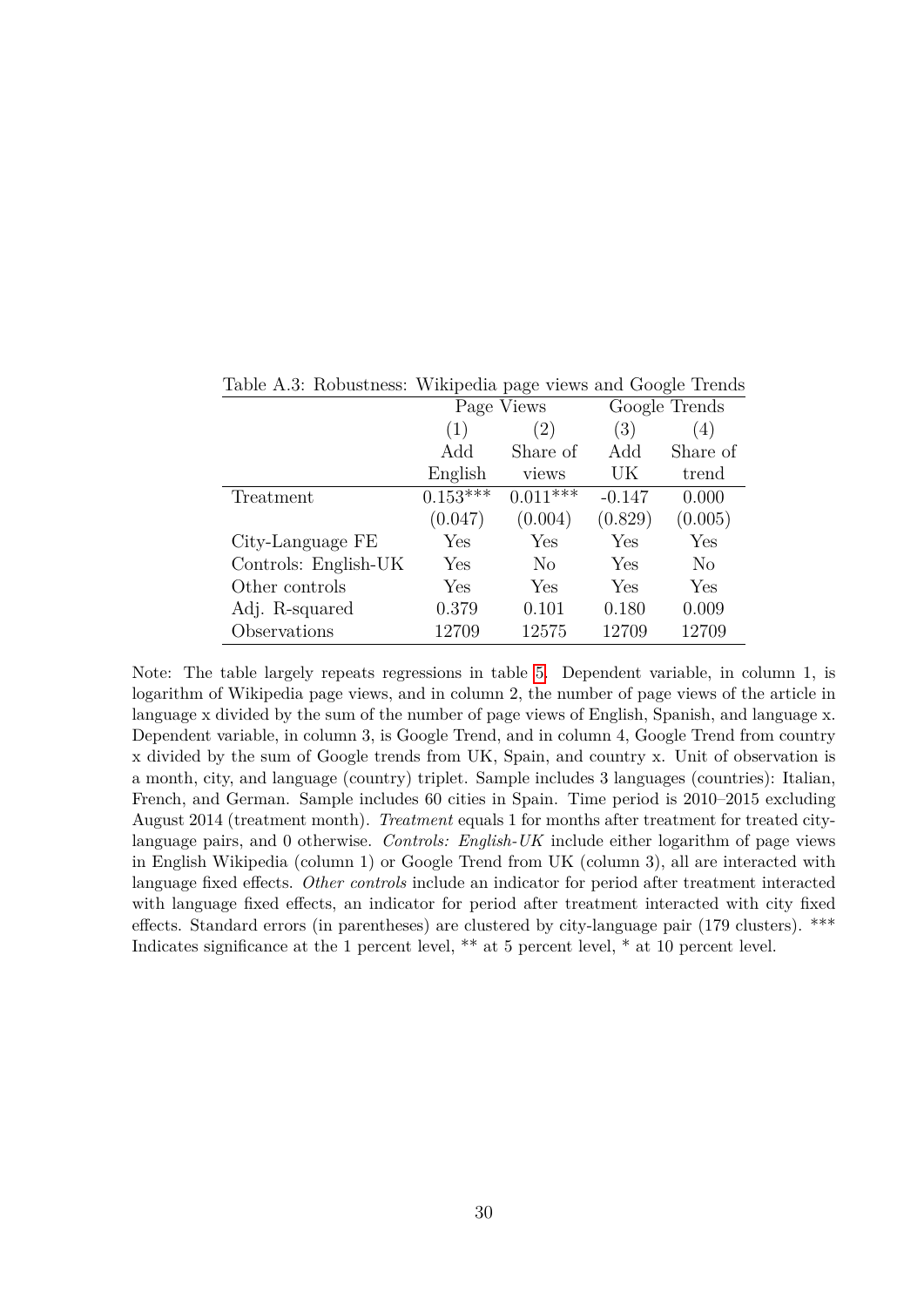Table A.3: Robustness: Wikipedia page views and Google Trends

| | Page Views | | Google Trends | |
|---|---|---|---|---|
| | (1) | (2) | (3) | (4) |
| | Add English | Share of views | Add UK | Share of trend |
| Treatment | 0.153*** | 0.011*** | -0.147 | 0.000 |
| | (0.047) | (0.004) | (0.829) | (0.005) |
| City-Language FE | Yes | Yes | Yes | Yes |
| Controls: English-UK | Yes | No | Yes | No |
| Other controls | Yes | Yes | Yes | Yes |
| Adj. R-squared | 0.379 | 0.101 | 0.180 | 0.009 |
| Observations | 12709 | 12575 | 12709 | 12709 |

Note: The table largely repeats regressions in table 5. Dependent variable, in column 1, is logarithm of Wikipedia page views, and in column 2, the number of page views of the article in language x divided by the sum of the number of page views of English, Spanish, and language x. Dependent variable, in column 3, is Google Trend, and in column 4, Google Trend from country x divided by the sum of Google trends from UK, Spain, and country x. Unit of observation is a month, city, and language (country) triplet. Sample includes 3 languages (countries): Italian, French, and German. Sample includes 60 cities in Spain. Time period is 2010–2015 excluding August 2014 (treatment month). *Treatment* equals 1 for months after treatment for treated city-language pairs, and 0 otherwise. *Controls: English-UK* include either logarithm of page views in English Wikipedia (column 1) or Google Trend from UK (column 3), all are interacted with language fixed effects. *Other controls* include an indicator for period after treatment interacted with language fixed effects, an indicator for period after treatment interacted with city fixed effects. Standard errors (in parentheses) are clustered by city-language pair (179 clusters). *** Indicates significance at the 1 percent level, ** at 5 percent level, * at 10 percent level.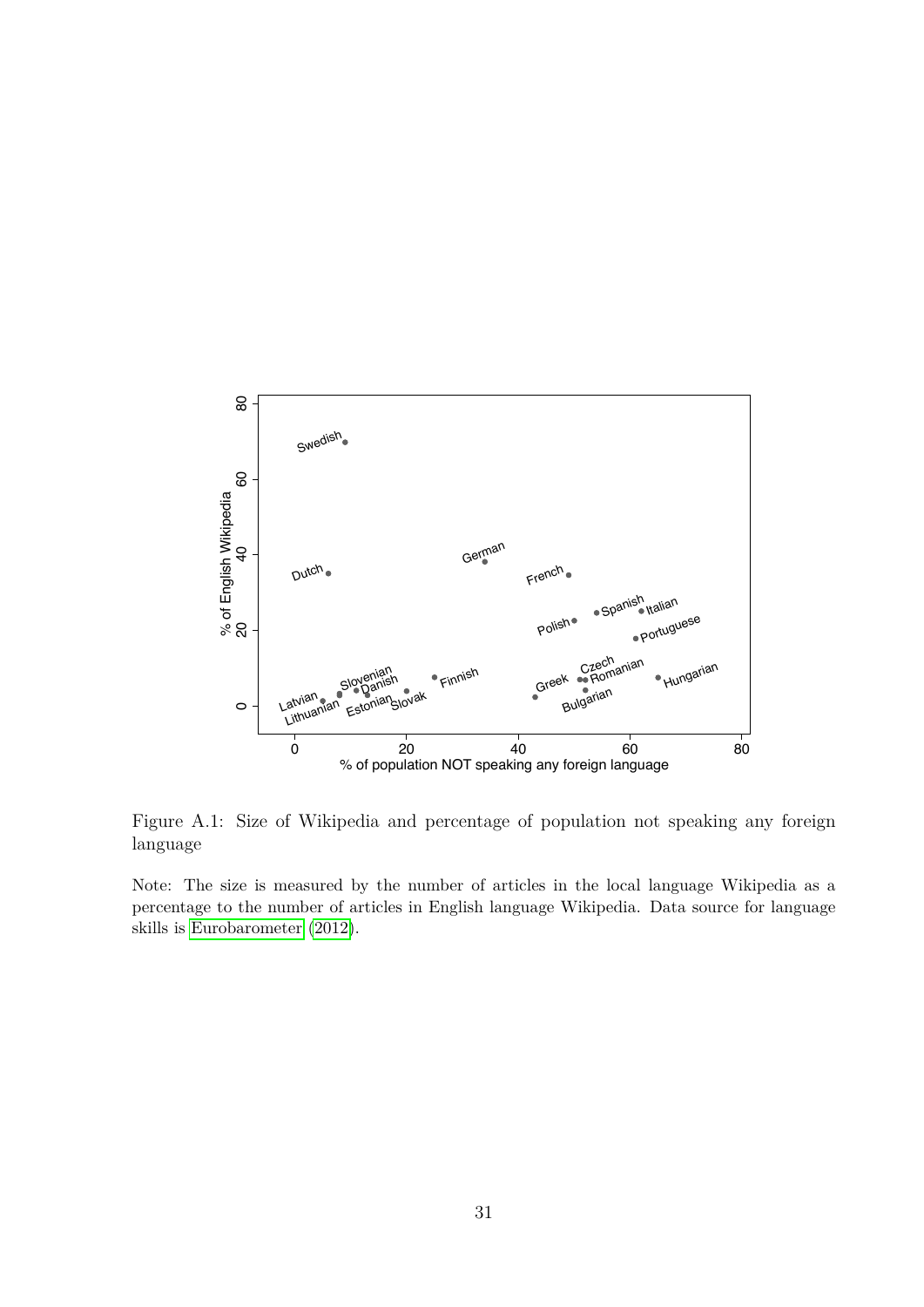Figure A.1: Size of Wikipedia and percentage of population not speaking any foreign language

Note: The size is measured by the number of articles in the local language Wikipedia as a percentage to the number of articles in English language Wikipedia. Data source for language skills is Eurobarometer (2012).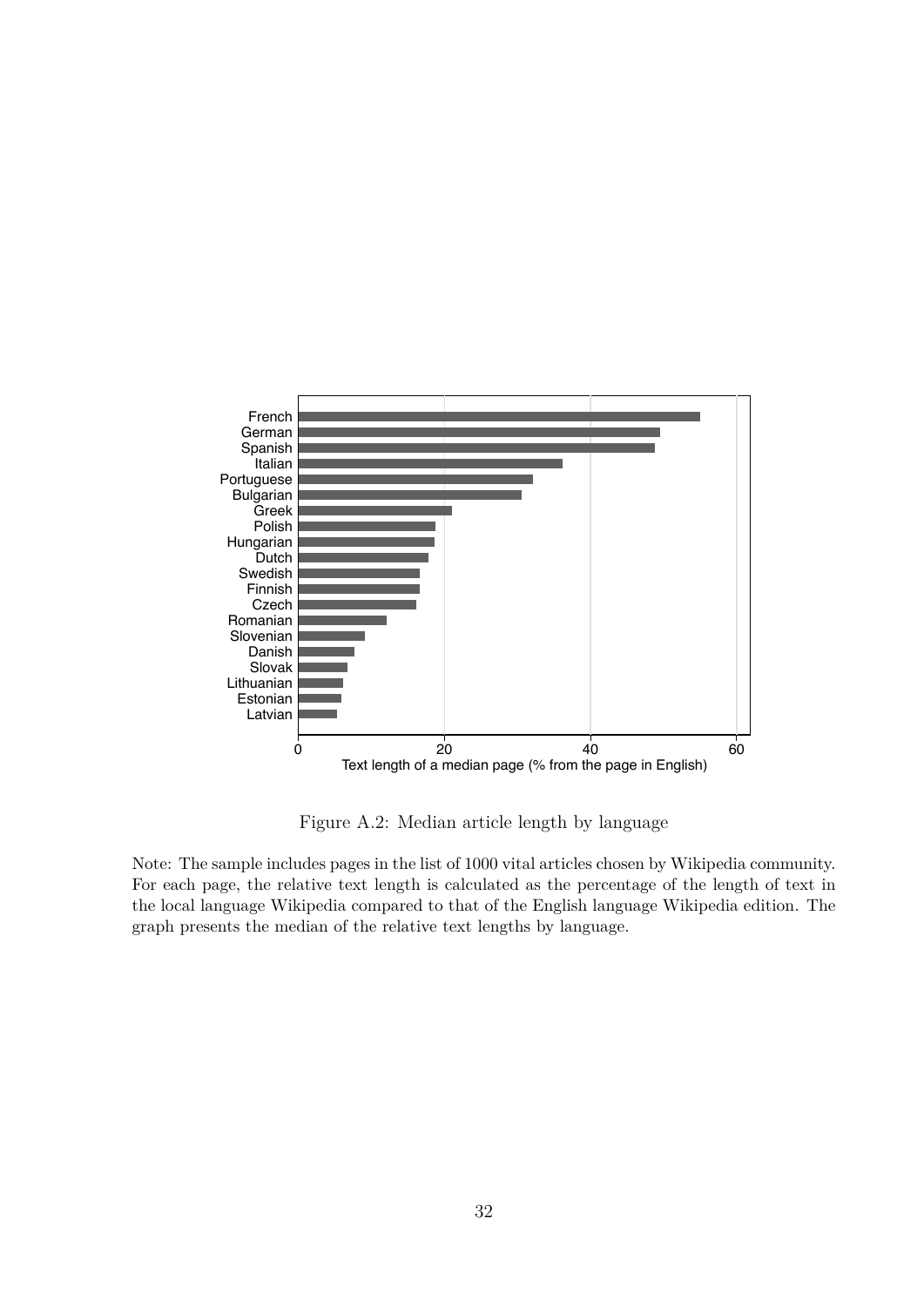Figure A.2: Median article length by language

Note: The sample includes pages in the list of 1000 vital articles chosen by Wikipedia community. For each page, the relative text length is calculated as the percentage of the length of text in the local language Wikipedia compared to that of the English language Wikipedia edition. The graph presents the median of the relative text lengths by language.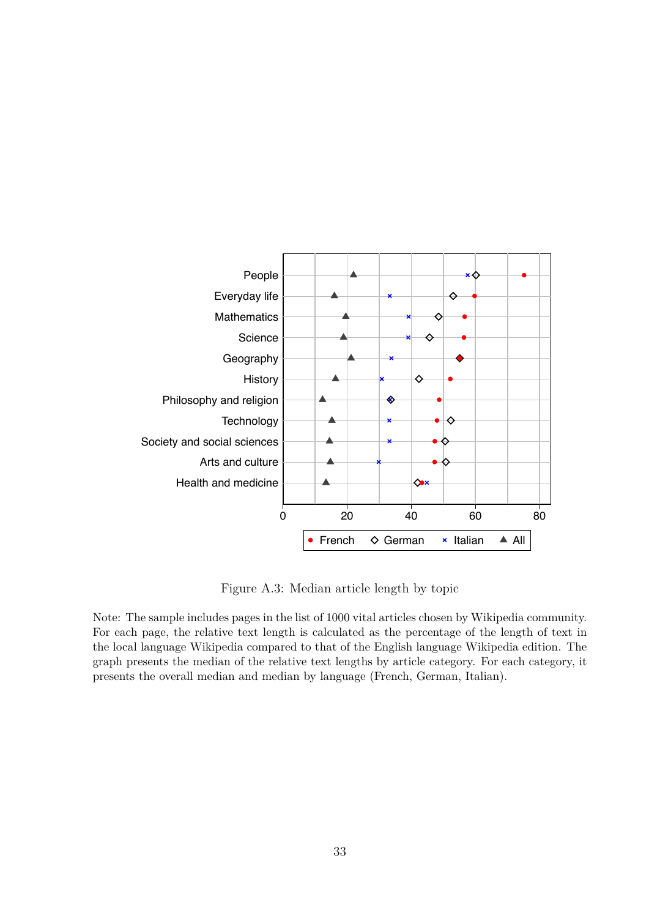Figure A.3: Median article length by topic

Note: The sample includes pages in the list of 1000 vital articles chosen by Wikipedia community. For each page, the relative text length is calculated as the percentage of the length of text in the local language Wikipedia compared to that of the English language Wikipedia edition. The graph presents the median of the relative text lengths by article category. For each category, it presents the overall median and median by language (French, German, Italian).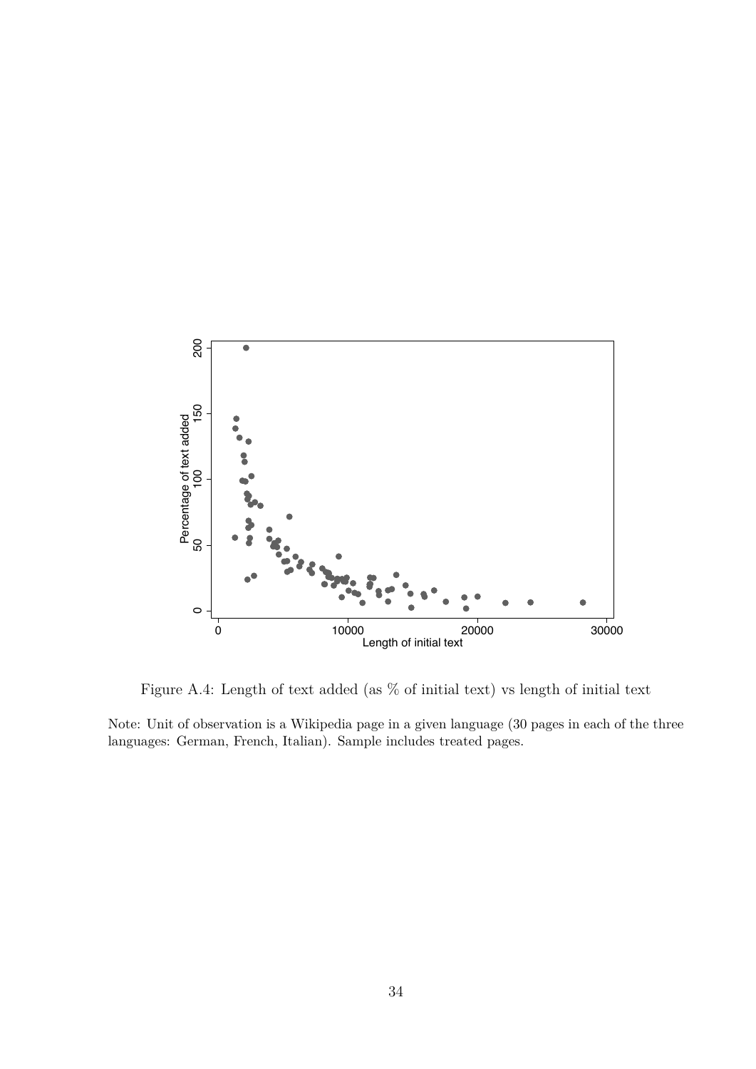Figure A.4: Length of text added (as % of initial text) vs length of initial text

Note: Unit of observation is a Wikipedia page in a given language (30 pages in each of the three languages: German, French, Italian). Sample includes treated pages.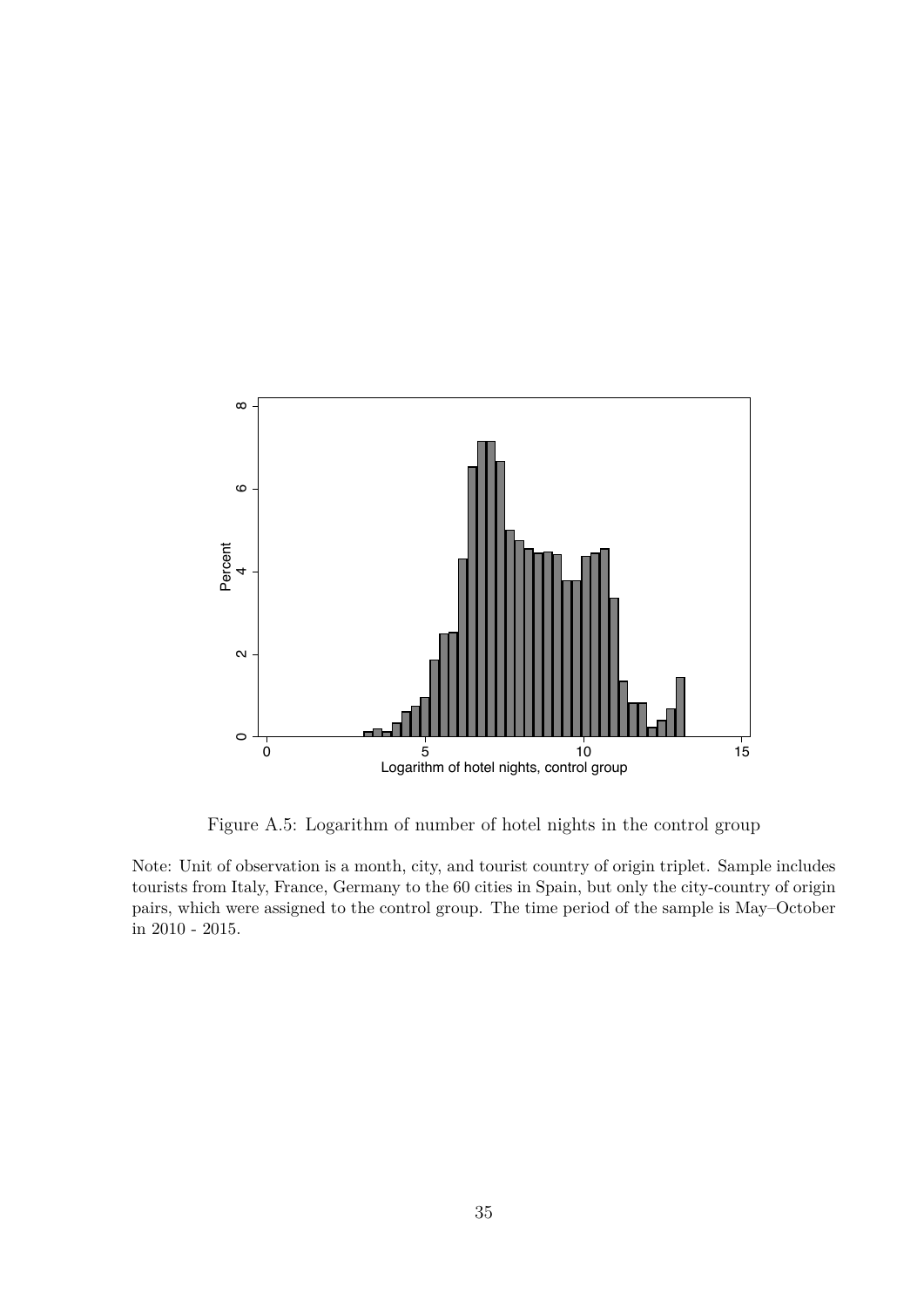Figure A.5: Logarithm of number of hotel nights in the control group

Note: Unit of observation is a month, city, and tourist country of origin triplet. Sample includes tourists from Italy, France, Germany to the 60 cities in Spain, but only the city-country of origin pairs, which were assigned to the control group. The time period of the sample is May–October in 2010 - 2015.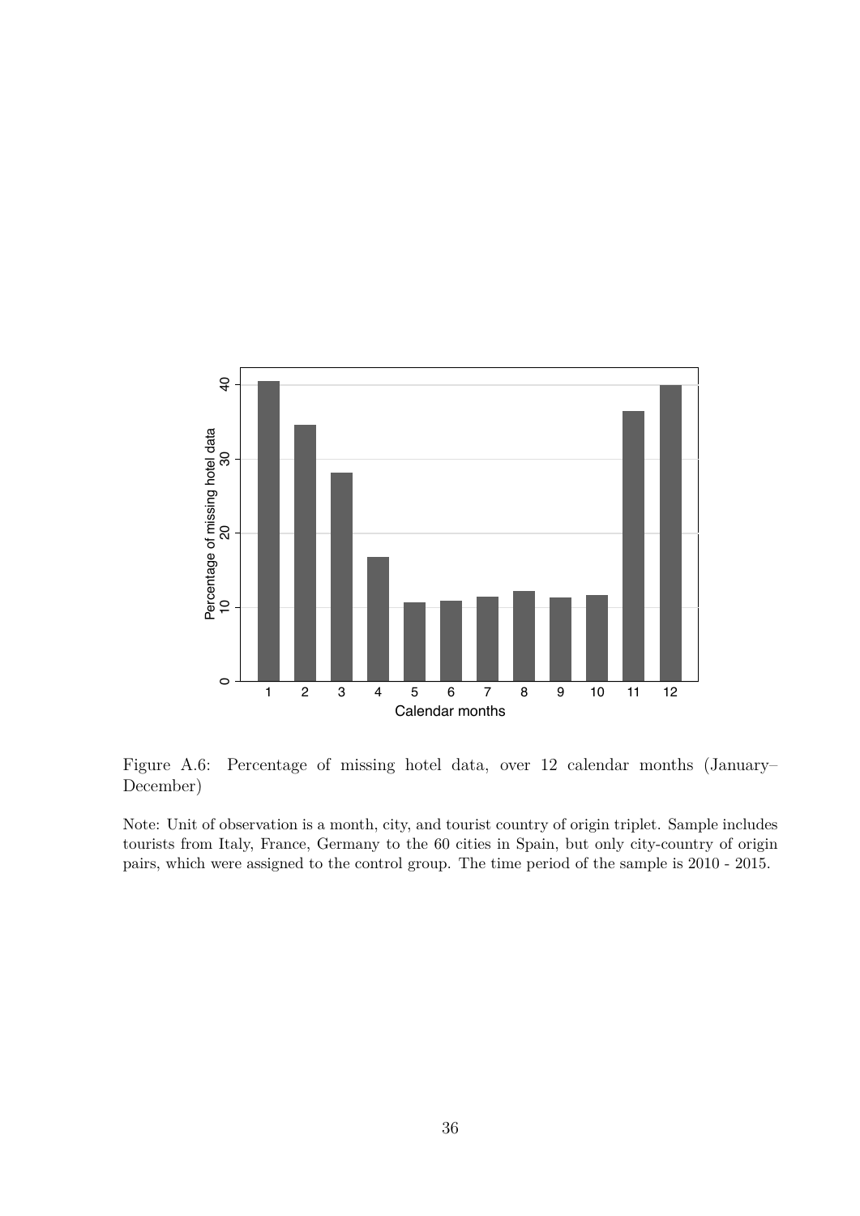Figure A.6: Percentage of missing hotel data, over 12 calendar months (January–December)

Note: Unit of observation is a month, city, and tourist country of origin triplet. Sample includes tourists from Italy, France, Germany to the 60 cities in Spain, but only city-country of origin pairs, which were assigned to the control group. The time period of the sample is 2010 - 2015.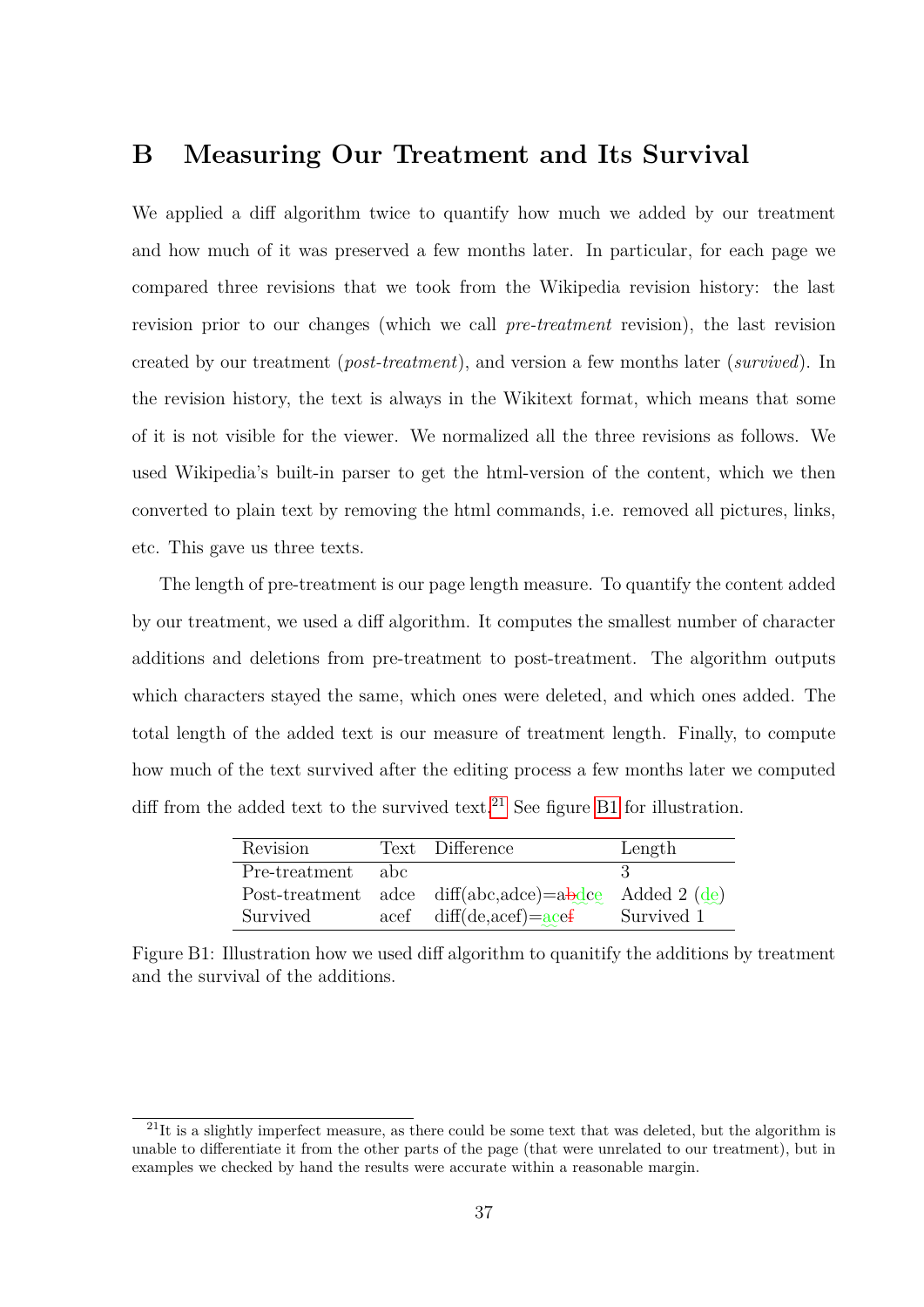# B Measuring Our Treatment and Its Survival

We applied a diff algorithm twice to quantify how much we added by our treatment and how much of it was preserved a few months later. In particular, for each page we compared three revisions that we took from the Wikipedia revision history: the last revision prior to our changes (which we call *pre-treatment* revision), the last revision created by our treatment (*post-treatment*), and version a few months later (*survived*). In the revision history, the text is always in the Wikitext format, which means that some of it is not visible for the viewer. We normalized all the three revisions as follows. We used Wikipedia's built-in parser to get the html-version of the content, which we then converted to plain text by removing the html commands, i.e. removed all pictures, links, etc. This gave us three texts.

The length of pre-treatment is our page length measure. To quantify the content added by our treatment, we used a diff algorithm. It computes the smallest number of character additions and deletions from pre-treatment to post-treatment. The algorithm outputs which characters stayed the same, which ones were deleted, and which ones added. The total length of the added text is our measure of treatment length. Finally, to compute how much of the text survived after the editing process a few months later we computed diff from the added text to the survived text.[21] See figure B1 for illustration.

| Revision | Text | Difference | Length |
|---|---|---|---|
| Pre-treatment | abc | | 3 |
| Post-treatment | adce | diff(abc,adce)=a~~b~~dce | Added 2 (de) |
| Survived | acef | diff(de,acef)=ace~~f~~ | Survived 1 |

Figure B1: Illustration how we used diff algorithm to quanitify the additions by treatment and the survival of the additions.

[21] It is a slightly imperfect measure, as there could be some text that was deleted, but the algorithm is unable to differentiate it from the other parts of the page (that were unrelated to our treatment), but in examples we checked by hand the results were accurate within a reasonable margin.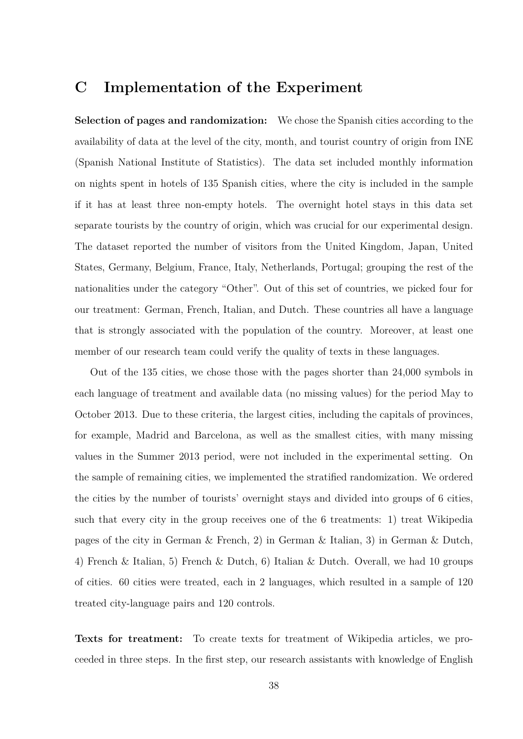# C Implementation of the Experiment

**Selection of pages and randomization:** We chose the Spanish cities according to the availability of data at the level of the city, month, and tourist country of origin from INE (Spanish National Institute of Statistics). The data set included monthly information on nights spent in hotels of 135 Spanish cities, where the city is included in the sample if it has at least three non-empty hotels. The overnight hotel stays in this data set separate tourists by the country of origin, which was crucial for our experimental design. The dataset reported the number of visitors from the United Kingdom, Japan, United States, Germany, Belgium, France, Italy, Netherlands, Portugal; grouping the rest of the nationalities under the category "Other". Out of this set of countries, we picked four for our treatment: German, French, Italian, and Dutch. These countries all have a language that is strongly associated with the population of the country. Moreover, at least one member of our research team could verify the quality of texts in these languages.

Out of the 135 cities, we chose those with the pages shorter than 24,000 symbols in each language of treatment and available data (no missing values) for the period May to October 2013. Due to these criteria, the largest cities, including the capitals of provinces, for example, Madrid and Barcelona, as well as the smallest cities, with many missing values in the Summer 2013 period, were not included in the experimental setting. On the sample of remaining cities, we implemented the stratified randomization. We ordered the cities by the number of tourists' overnight stays and divided into groups of 6 cities, such that every city in the group receives one of the 6 treatments: 1) treat Wikipedia pages of the city in German & French, 2) in German & Italian, 3) in German & Dutch, 4) French & Italian, 5) French & Dutch, 6) Italian & Dutch. Overall, we had 10 groups of cities. 60 cities were treated, each in 2 languages, which resulted in a sample of 120 treated city-language pairs and 120 controls.

**Texts for treatment:** To create texts for treatment of Wikipedia articles, we proceeded in three steps. In the first step, our research assistants with knowledge of English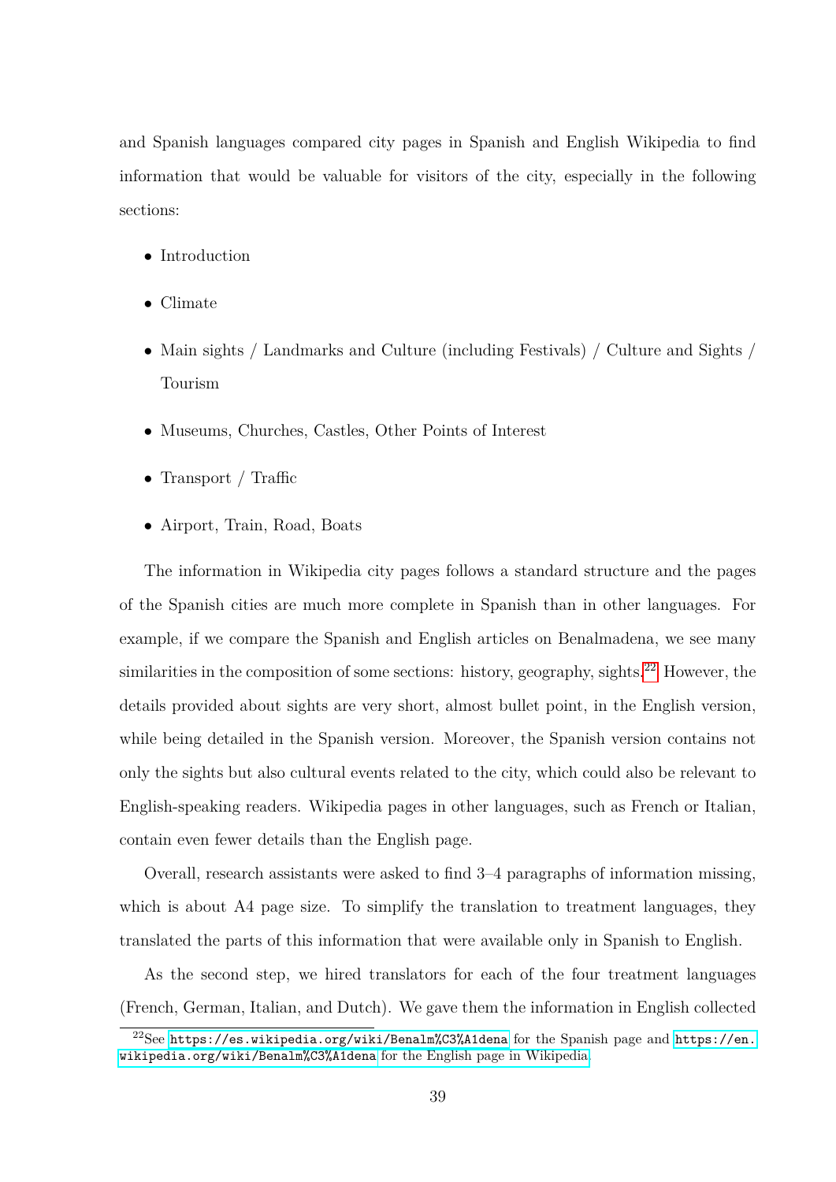and Spanish languages compared city pages in Spanish and English Wikipedia to find information that would be valuable for visitors of the city, especially in the following sections:

- Introduction
- Climate
- Main sights / Landmarks and Culture (including Festivals) / Culture and Sights / Tourism
- Museums, Churches, Castles, Other Points of Interest
- Transport / Traffic
- Airport, Train, Road, Boats

The information in Wikipedia city pages follows a standard structure and the pages of the Spanish cities are much more complete in Spanish than in other languages. For example, if we compare the Spanish and English articles on Benalmadena, we see many similarities in the composition of some sections: history, geography, sights.[22] However, the details provided about sights are very short, almost bullet point, in the English version, while being detailed in the Spanish version. Moreover, the Spanish version contains not only the sights but also cultural events related to the city, which could also be relevant to English-speaking readers. Wikipedia pages in other languages, such as French or Italian, contain even fewer details than the English page.

Overall, research assistants were asked to find 3–4 paragraphs of information missing, which is about A4 page size. To simplify the translation to treatment languages, they translated the parts of this information that were available only in Spanish to English.

As the second step, we hired translators for each of the four treatment languages (French, German, Italian, and Dutch). We gave them the information in English collected

[22] See https://es.wikipedia.org/wiki/Benalm%C3%A1dena for the Spanish page and https://en.wikipedia.org/wiki/Benalm%C3%A1dena for the English page in Wikipedia.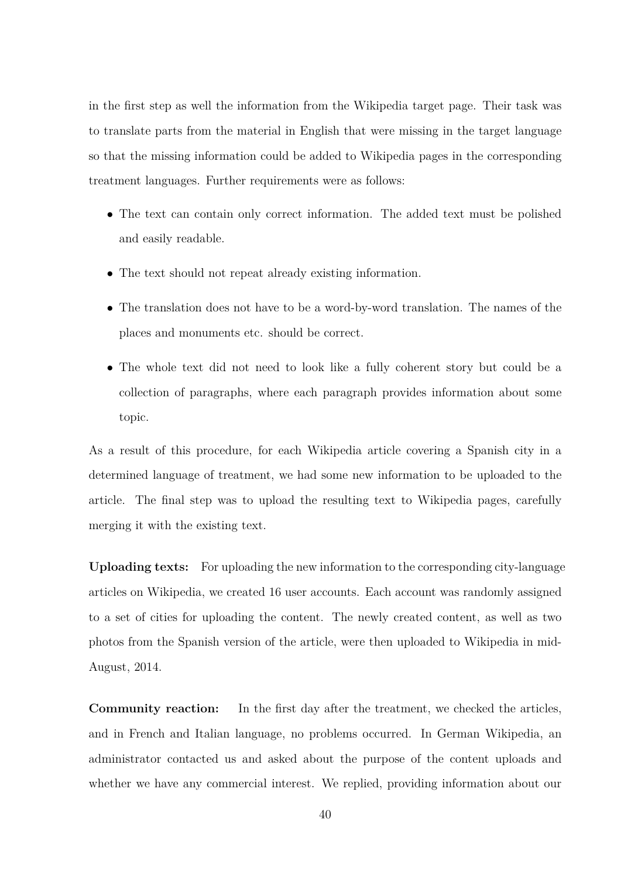in the first step as well the information from the Wikipedia target page. Their task was to translate parts from the material in English that were missing in the target language so that the missing information could be added to Wikipedia pages in the corresponding treatment languages. Further requirements were as follows:

- The text can contain only correct information. The added text must be polished and easily readable.
- The text should not repeat already existing information.
- The translation does not have to be a word-by-word translation. The names of the places and monuments etc. should be correct.
- The whole text did not need to look like a fully coherent story but could be a collection of paragraphs, where each paragraph provides information about some topic.

As a result of this procedure, for each Wikipedia article covering a Spanish city in a determined language of treatment, we had some new information to be uploaded to the article. The final step was to upload the resulting text to Wikipedia pages, carefully merging it with the existing text.

**Uploading texts:** For uploading the new information to the corresponding city-language articles on Wikipedia, we created 16 user accounts. Each account was randomly assigned to a set of cities for uploading the content. The newly created content, as well as two photos from the Spanish version of the article, were then uploaded to Wikipedia in mid-August, 2014.

**Community reaction:** In the first day after the treatment, we checked the articles, and in French and Italian language, no problems occurred. In German Wikipedia, an administrator contacted us and asked about the purpose of the content uploads and whether we have any commercial interest. We replied, providing information about our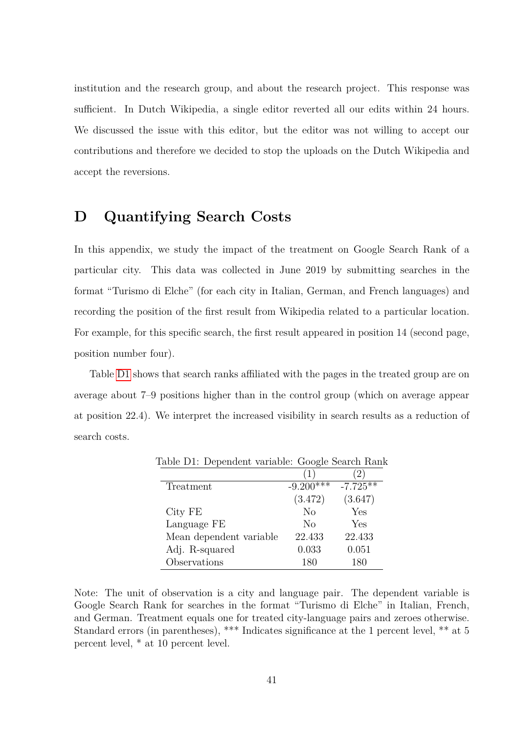institution and the research group, and about the research project. This response was sufficient. In Dutch Wikipedia, a single editor reverted all our edits within 24 hours. We discussed the issue with this editor, but the editor was not willing to accept our contributions and therefore we decided to stop the uploads on the Dutch Wikipedia and accept the reversions.

# D Quantifying Search Costs

In this appendix, we study the impact of the treatment on Google Search Rank of a particular city. This data was collected in June 2019 by submitting searches in the format "Turismo di Elche" (for each city in Italian, German, and French languages) and recording the position of the first result from Wikipedia related to a particular location. For example, for this specific search, the first result appeared in position 14 (second page, position number four).

Table D1 shows that search ranks affiliated with the pages in the treated group are on average about 7–9 positions higher than in the control group (which on average appear at position 22.4). We interpret the increased visibility in search results as a reduction of search costs.

Table D1: Dependent variable: Google Search Rank

| | (1) | (2) |
|---|---|---|
| Treatment | -9.200*** | -7.725** |
| | (3.472) | (3.647) |
| City FE | No | Yes |
| Language FE | No | Yes |
| Mean dependent variable | 22.433 | 22.433 |
| Adj. R-squared | 0.033 | 0.051 |
| Observations | 180 | 180 |

Note: The unit of observation is a city and language pair. The dependent variable is Google Search Rank for searches in the format "Turismo di Elche" in Italian, French, and German. Treatment equals one for treated city-language pairs and zeroes otherwise. Standard errors (in parentheses), *** Indicates significance at the 1 percent level, ** at 5 percent level, * at 10 percent level.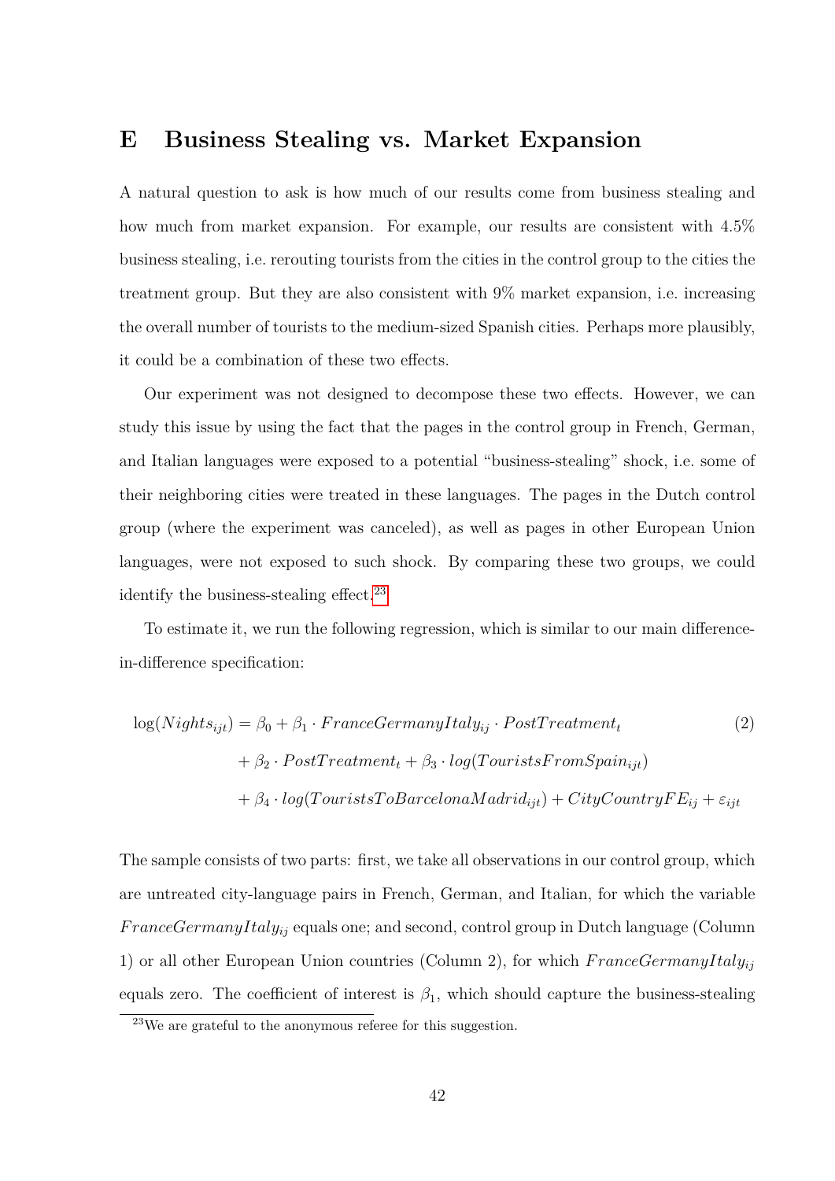# E Business Stealing vs. Market Expansion

A natural question to ask is how much of our results come from business stealing and how much from market expansion. For example, our results are consistent with 4.5% business stealing, i.e. rerouting tourists from the cities in the control group to the cities the treatment group. But they are also consistent with 9% market expansion, i.e. increasing the overall number of tourists to the medium-sized Spanish cities. Perhaps more plausibly, it could be a combination of these two effects.

Our experiment was not designed to decompose these two effects. However, we can study this issue by using the fact that the pages in the control group in French, German, and Italian languages were exposed to a potential "business-stealing" shock, i.e. some of their neighboring cities were treated in these languages. The pages in the Dutch control group (where the experiment was canceled), as well as pages in other European Union languages, were not exposed to such shock. By comparing these two groups, we could identify the business-stealing effect.[23]

To estimate it, we run the following regression, which is similar to our main difference-in-difference specification:

$$
\begin{aligned}
\log(Nights_{ijt}) = \beta_0 &+ \beta_1 \cdot FranceGermanyItaly_{ij} \cdot PostTreatment_t \\
&+ \beta_2 \cdot PostTreatment_t + \beta_3 \cdot log(TouristsFromSpain_{ijt}) \\
&+ \beta_4 \cdot log(TouristsToBarcelonaMadrid_{ijt}) + CityCountryFE_{ij} + \varepsilon_{ijt}
\end{aligned}
\tag{2}
$$

The sample consists of two parts: first, we take all observations in our control group, which are untreated city-language pairs in French, German, and Italian, for which the variable $FranceGermanyItaly_{ij}$ equals one; and second, control group in Dutch language (Column 1) or all other European Union countries (Column 2), for which $FranceGermanyItaly_{ij}$ equals zero. The coefficient of interest is $\beta_1$, which should capture the business-stealing

[23] We are grateful to the anonymous referee for this suggestion.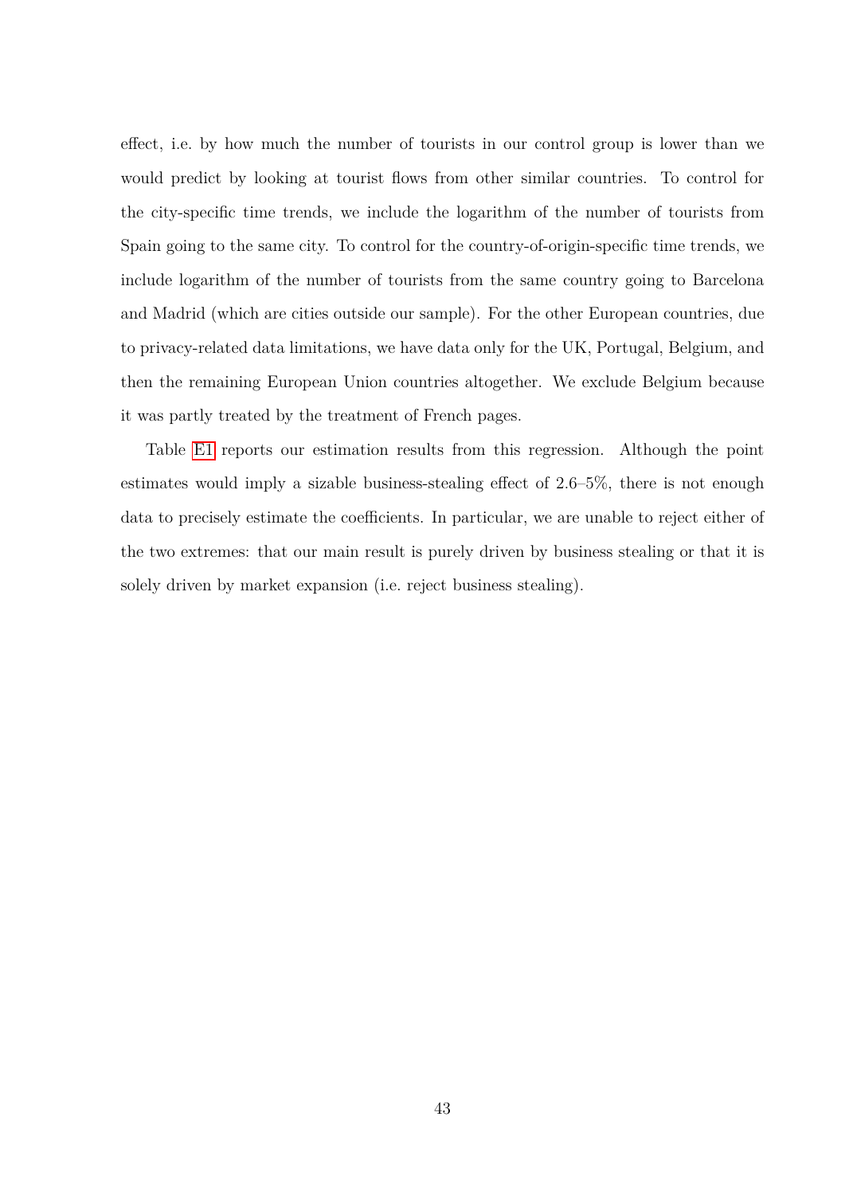effect, i.e. by how much the number of tourists in our control group is lower than we would predict by looking at tourist flows from other similar countries. To control for the city-specific time trends, we include the logarithm of the number of tourists from Spain going to the same city. To control for the country-of-origin-specific time trends, we include logarithm of the number of tourists from the same country going to Barcelona and Madrid (which are cities outside our sample). For the other European countries, due to privacy-related data limitations, we have data only for the UK, Portugal, Belgium, and then the remaining European Union countries altogether. We exclude Belgium because it was partly treated by the treatment of French pages.

Table E1 reports our estimation results from this regression. Although the point estimates would imply a sizable business-stealing effect of 2.6–5%, there is not enough data to precisely estimate the coefficients. In particular, we are unable to reject either of the two extremes: that our main result is purely driven by business stealing or that it is solely driven by market expansion (i.e. reject business stealing).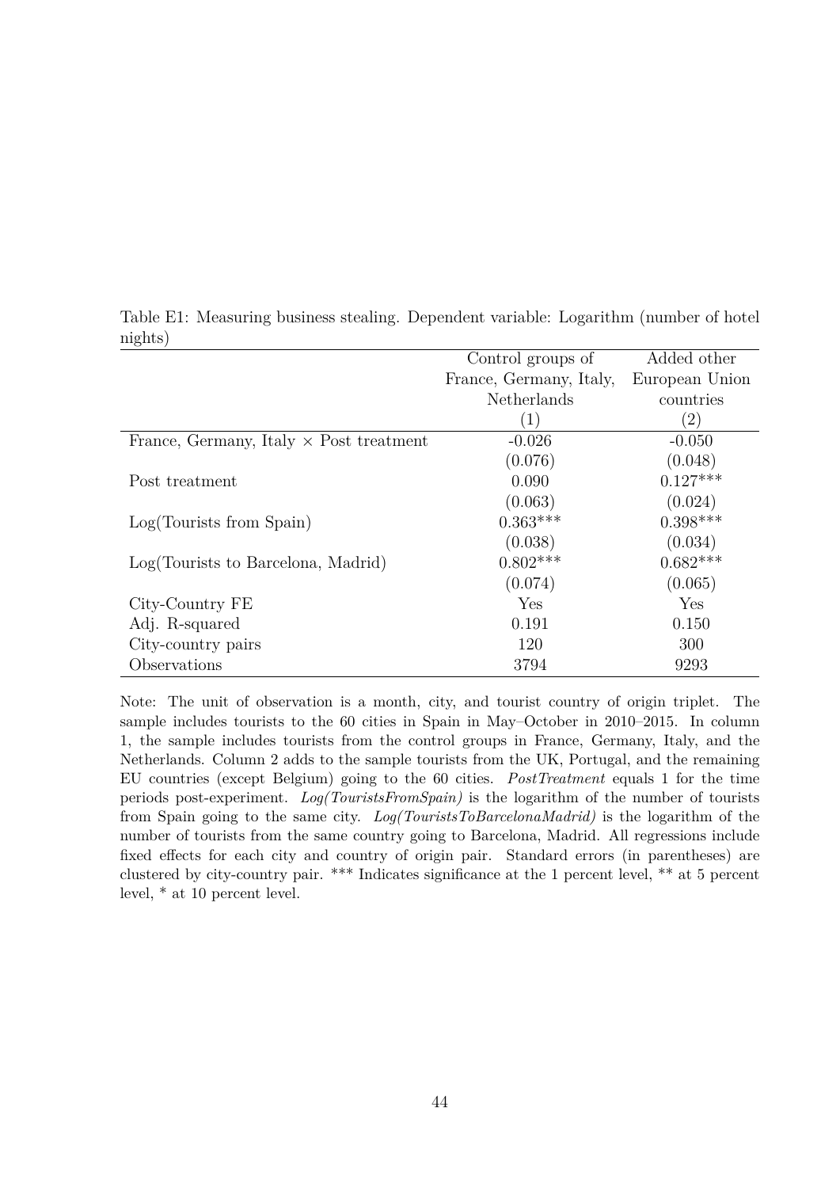Table E1: Measuring business stealing. Dependent variable: Logarithm (number of hotel nights)

| | Control groups of France, Germany, Italy, Netherlands | Added other European Union countries |
|---|---|---|
| | (1) | (2) |
| France, Germany, Italy × Post treatment | -0.026 | -0.050 |
| | (0.076) | (0.048) |
| Post treatment | 0.090 | 0.127*** |
| | (0.063) | (0.024) |
| Log(Tourists from Spain) | 0.363*** | 0.398*** |
| | (0.038) | (0.034) |
| Log(Tourists to Barcelona, Madrid) | 0.802*** | 0.682*** |
| | (0.074) | (0.065) |
| City-Country FE | Yes | Yes |
| Adj. R-squared | 0.191 | 0.150 |
| City-country pairs | 120 | 300 |
| Observations | 3794 | 9293 |

Note: The unit of observation is a month, city, and tourist country of origin triplet. The sample includes tourists to the 60 cities in Spain in May–October in 2010–2015. In column 1, the sample includes tourists from the control groups in France, Germany, Italy, and the Netherlands. Column 2 adds to the sample tourists from the UK, Portugal, and the remaining EU countries (except Belgium) going to the 60 cities. *PostTreatment* equals 1 for the time periods post-experiment. *Log(TouristsFromSpain)* is the logarithm of the number of tourists from Spain going to the same city. *Log(TouristsToBarcelonaMadrid)* is the logarithm of the number of tourists from the same country going to Barcelona, Madrid. All regressions include fixed effects for each city and country of origin pair. Standard errors (in parentheses) are clustered by city-country pair. *** Indicates significance at the 1 percent level, ** at 5 percent level, * at 10 percent level.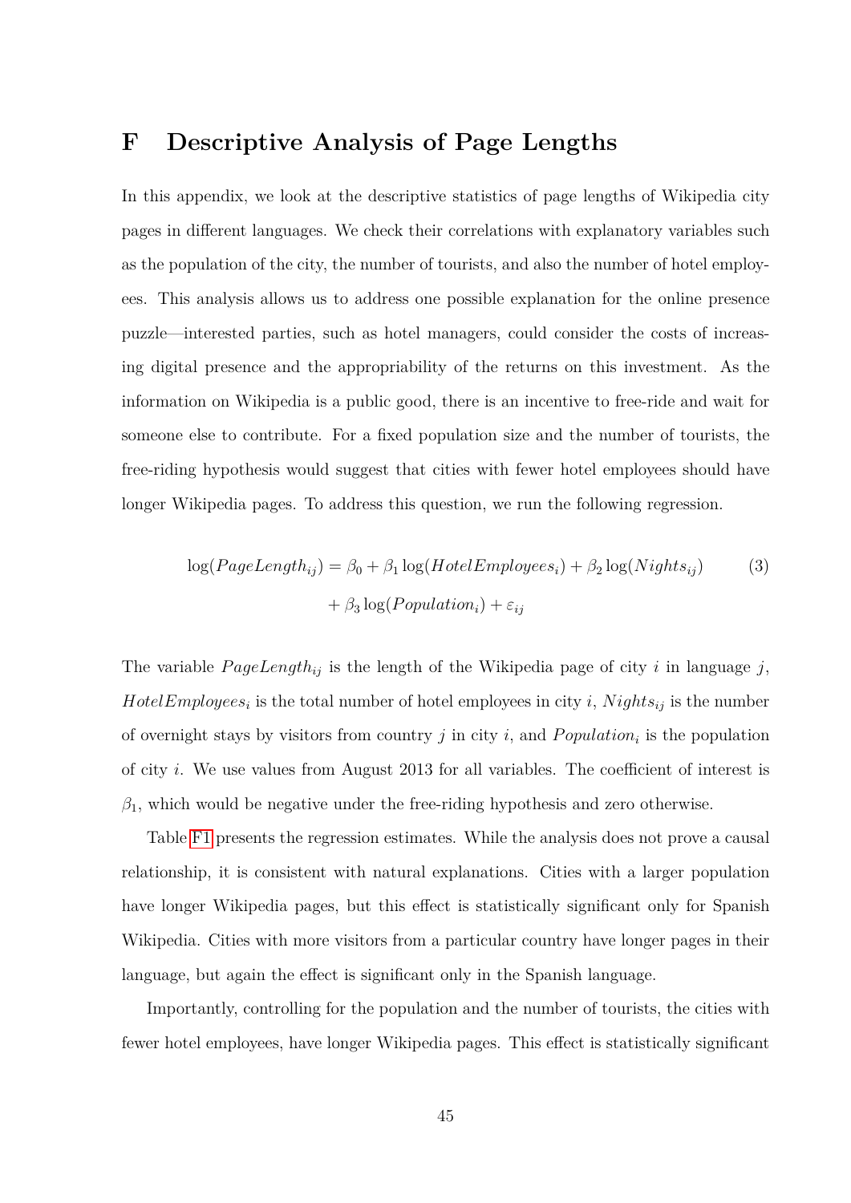# F Descriptive Analysis of Page Lengths

In this appendix, we look at the descriptive statistics of page lengths of Wikipedia city pages in different languages. We check their correlations with explanatory variables such as the population of the city, the number of tourists, and also the number of hotel employees. This analysis allows us to address one possible explanation for the online presence puzzle—interested parties, such as hotel managers, could consider the costs of increasing digital presence and the appropriability of the returns on this investment. As the information on Wikipedia is a public good, there is an incentive to free-ride and wait for someone else to contribute. For a fixed population size and the number of tourists, the free-riding hypothesis would suggest that cities with fewer hotel employees should have longer Wikipedia pages. To address this question, we run the following regression.

$$\log(PageLength_{ij}) = \beta_0 + \beta_1 \log(HotelEmployees_i) + \beta_2 \log(Nights_{ij}) + \beta_3 \log(Population_i) + \varepsilon_{ij} \tag{3}$$

The variable $PageLength_{ij}$ is the length of the Wikipedia page of city $i$ in language $j$, $HotelEmployees_i$ is the total number of hotel employees in city $i$, $Nights_{ij}$ is the number of overnight stays by visitors from country $j$ in city $i$, and $Population_i$ is the population of city $i$. We use values from August 2013 for all variables. The coefficient of interest is $\beta_1$, which would be negative under the free-riding hypothesis and zero otherwise.

Table F1 presents the regression estimates. While the analysis does not prove a causal relationship, it is consistent with natural explanations. Cities with a larger population have longer Wikipedia pages, but this effect is statistically significant only for Spanish Wikipedia. Cities with more visitors from a particular country have longer pages in their language, but again the effect is significant only in the Spanish language.

Importantly, controlling for the population and the number of tourists, the cities with fewer hotel employees, have longer Wikipedia pages. This effect is statistically significant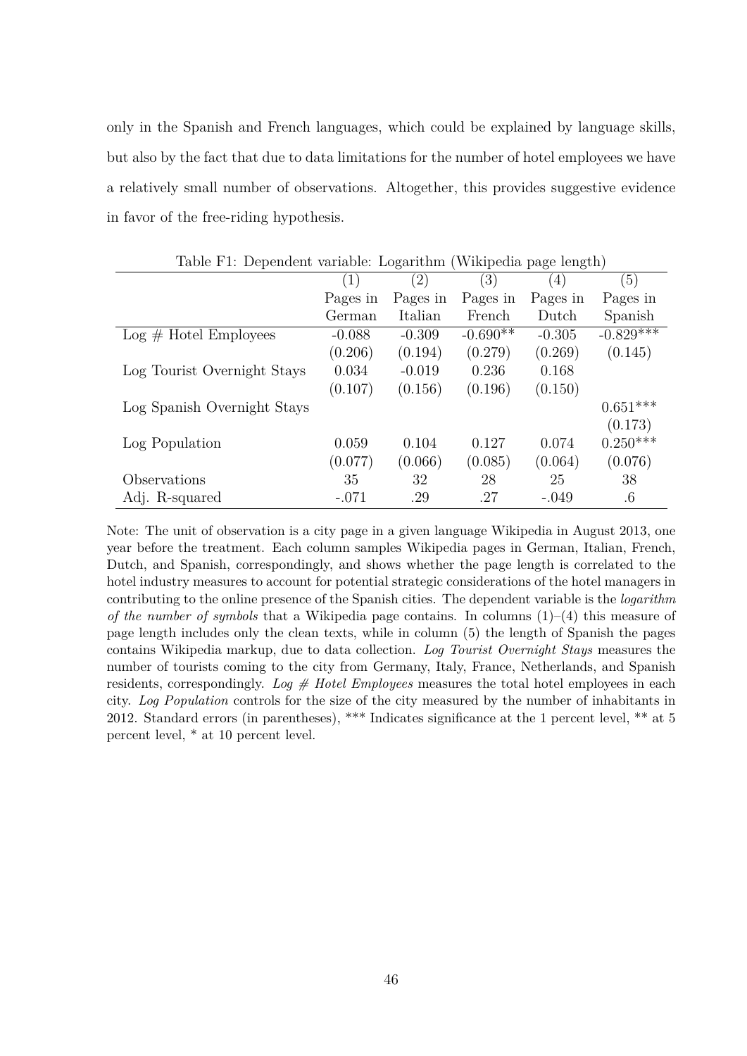only in the Spanish and French languages, which could be explained by language skills, but also by the fact that due to data limitations for the number of hotel employees we have a relatively small number of observations. Altogether, this provides suggestive evidence in favor of the free-riding hypothesis.

Table F1: Dependent variable: Logarithm (Wikipedia page length)

| | (1) | (2) | (3) | (4) | (5) |
|---|---|---|---|---|---|
| | Pages in German | Pages in Italian | Pages in French | Pages in Dutch | Pages in Spanish |
| Log # Hotel Employees | -0.088 | -0.309 | -0.690** | -0.305 | -0.829*** |
| | (0.206) | (0.194) | (0.279) | (0.269) | (0.145) |
| Log Tourist Overnight Stays | 0.034 | -0.019 | 0.236 | 0.168 | |
| | (0.107) | (0.156) | (0.196) | (0.150) | |
| Log Spanish Overnight Stays | | | | | 0.651*** |
| | | | | | (0.173) |
| Log Population | 0.059 | 0.104 | 0.127 | 0.074 | 0.250*** |
| | (0.077) | (0.066) | (0.085) | (0.064) | (0.076) |
| Observations | 35 | 32 | 28 | 25 | 38 |
| Adj. R-squared | -.071 | .29 | .27 | -.049 | .6 |

Note: The unit of observation is a city page in a given language Wikipedia in August 2013, one year before the treatment. Each column samples Wikipedia pages in German, Italian, French, Dutch, and Spanish, correspondingly, and shows whether the page length is correlated to the hotel industry measures to account for potential strategic considerations of the hotel managers in contributing to the online presence of the Spanish cities. The dependent variable is the *logarithm of the number of symbols* that a Wikipedia page contains. In columns (1)–(4) this measure of page length includes only the clean texts, while in column (5) the length of Spanish the pages contains Wikipedia markup, due to data collection. *Log Tourist Overnight Stays* measures the number of tourists coming to the city from Germany, Italy, France, Netherlands, and Spanish residents, correspondingly. *Log # Hotel Employees* measures the total hotel employees in each city. *Log Population* controls for the size of the city measured by the number of inhabitants in 2012. Standard errors (in parentheses), *** Indicates significance at the 1 percent level, ** at 5 percent level, * at 10 percent level.